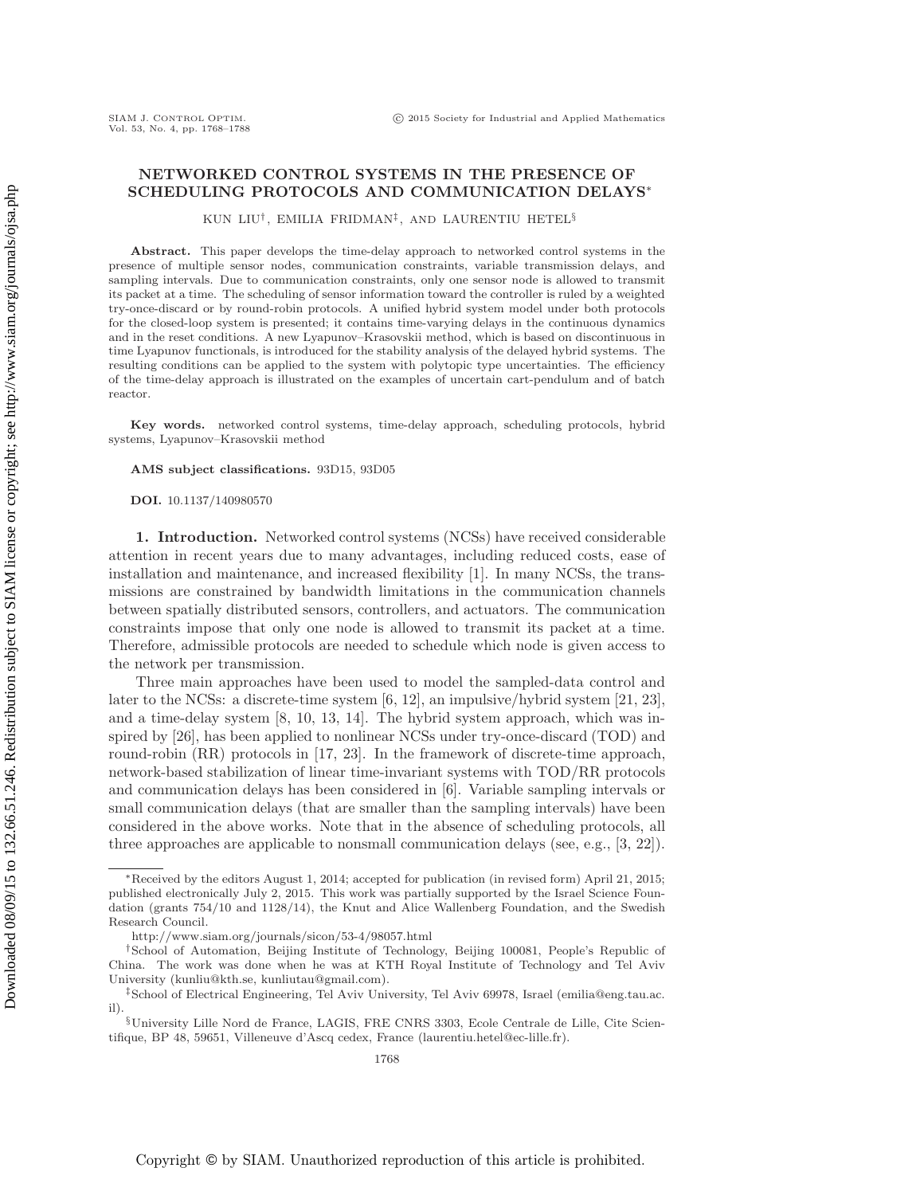# NETWORKED CONTROL SYSTEMS IN THE PRESENCE OF SCHEDULING PROTOCOLS AND COMMUNICATION DELAYS*

KUN LIU†, EMILIA FRIDMAN‡, AND LAURENTIU HETEL§

**Abstract.** This paper develops the time-delay approach to networked control systems in the presence of multiple sensor nodes, communication constraints, variable transmission delays, and sampling intervals. Due to communication constraints, only one sensor node is allowed to transmit its packet at a time. The scheduling of sensor information toward the controller is ruled by a weighted try-once-discard or by round-robin protocols. A unified hybrid system model under both protocols for the closed-loop system is presented; it contains time-varying delays in the continuous dynamics and in the reset conditions. A new Lyapunov–Krasovskii method, which is based on discontinuous in time Lyapunov functionals, is introduced for the stability analysis of the delayed hybrid systems. The resulting conditions can be applied to the system with polytopic type uncertainties. The efficiency of the time-delay approach is illustrated on the examples of uncertain cart-pendulum and of batch reactor.

**Key words.** networked control systems, time-delay approach, scheduling protocols, hybrid systems, Lyapunov–Krasovskii method

**AMS subject classifications.** 93D15, 93D05

**DOI.** 10.1137/140980570

## 1. Introduction.

Networked control systems (NCSs) have received considerable attention in recent years due to many advantages, including reduced costs, ease of installation and maintenance, and increased flexibility [1]. In many NCSs, the transmissions are constrained by bandwidth limitations in the communication channels between spatially distributed sensors, controllers, and actuators. The communication constraints impose that only one node is allowed to transmit its packet at a time. Therefore, admissible protocols are needed to schedule which node is given access to the network per transmission.

Three main approaches have been used to model the sampled-data control and later to the NCSs: a discrete-time system [6, 12], an impulsive/hybrid system [21, 23], and a time-delay system [8, 10, 13, 14]. The hybrid system approach, which was inspired by [26], has been applied to nonlinear NCSs under try-once-discard (TOD) and round-robin (RR) protocols in [17, 23]. In the framework of discrete-time approach, network-based stabilization of linear time-invariant systems with TOD/RR protocols and communication delays has been considered in [6]. Variable sampling intervals or small communication delays (that are smaller than the sampling intervals) have been considered in the above works. Note that in the absence of scheduling protocols, all three approaches are applicable to nonsmall communication delays (see, e.g., [3, 22]).

---

*Received by the editors August 1, 2014; accepted for publication (in revised form) April 21, 2015; published electronically July 2, 2015. This work was partially supported by the Israel Science Foundation (grants 754/10 and 1128/14), the Knut and Alice Wallenberg Foundation, and the Swedish Research Council.

http://www.siam.org/journals/sicon/53-4/98057.html

†School of Automation, Beijing Institute of Technology, Beijing 100081, People's Republic of China. The work was done when he was at KTH Royal Institute of Technology and Tel Aviv University (kunliu@kth.se, kunliutau@gmail.com).

‡School of Electrical Engineering, Tel Aviv University, Tel Aviv 69978, Israel (emilia@eng.tau.ac.il).

§University Lille Nord de France, LAGIS, FRE CNRS 3303, Ecole Centrale de Lille, Cite Scientifique, BP 48, 59651, Villeneuve d'Ascq cedex, France (laurentiu.hetel@ec-lille.fr).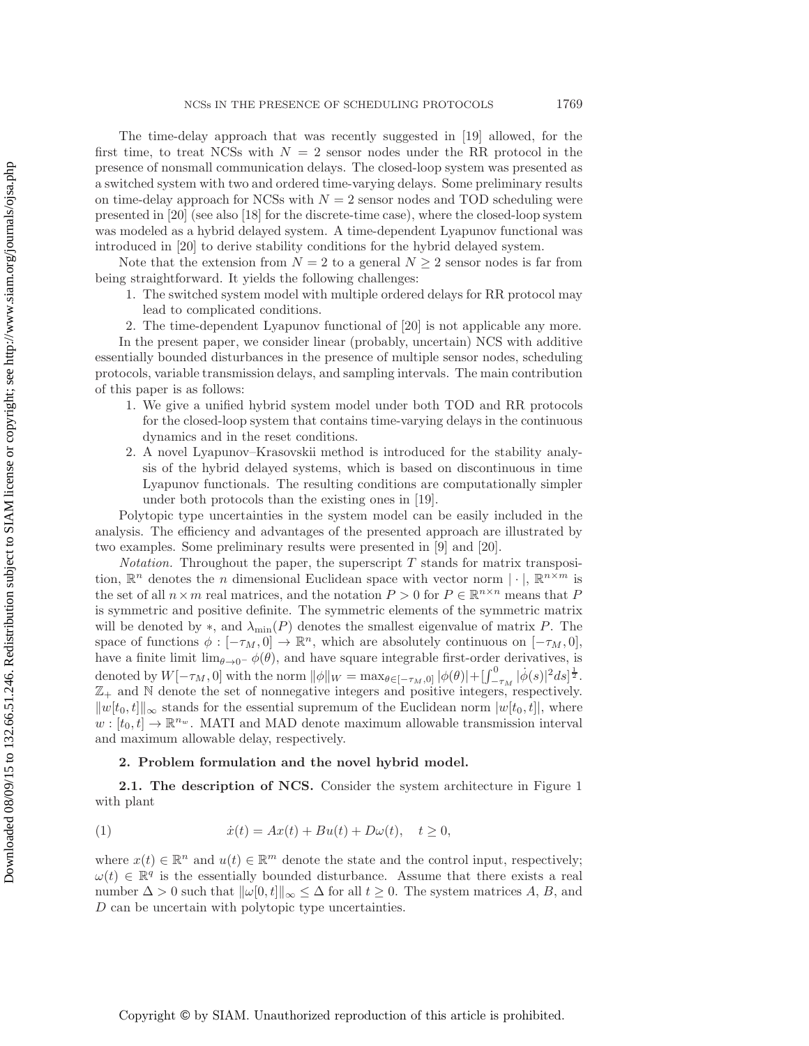The time-delay approach that was recently suggested in [19] allowed, for the first time, to treat NCSs with $N = 2$ sensor nodes under the RR protocol in the presence of nonsmall communication delays. The closed-loop system was presented as a switched system with two and ordered time-varying delays. Some preliminary results on time-delay approach for NCSs with $N = 2$ sensor nodes and TOD scheduling were presented in [20] (see also [18] for the discrete-time case), where the closed-loop system was modeled as a hybrid delayed system. A time-dependent Lyapunov functional was introduced in [20] to derive stability conditions for the hybrid delayed system.

Note that the extension from $N = 2$ to a general $N \geq 2$ sensor nodes is far from being straightforward. It yields the following challenges:

1. The switched system model with multiple ordered delays for RR protocol may lead to complicated conditions.
2. The time-dependent Lyapunov functional of [20] is not applicable any more.

In the present paper, we consider linear (probably, uncertain) NCS with additive essentially bounded disturbances in the presence of multiple sensor nodes, scheduling protocols, variable transmission delays, and sampling intervals. The main contribution of this paper is as follows:

1. We give a unified hybrid system model under both TOD and RR protocols for the closed-loop system that contains time-varying delays in the continuous dynamics and in the reset conditions.
2. A novel Lyapunov–Krasovskii method is introduced for the stability analysis of the hybrid delayed systems, which is based on discontinuous in time Lyapunov functionals. The resulting conditions are computationally simpler under both protocols than the existing ones in [19].

Polytopic type uncertainties in the system model can be easily included in the analysis. The efficiency and advantages of the presented approach are illustrated by two examples. Some preliminary results were presented in [9] and [20].

*Notation.* Throughout the paper, the superscript $T$ stands for matrix transposition, $\mathbb{R}^n$ denotes the $n$ dimensional Euclidean space with vector norm $|\cdot|$, $\mathbb{R}^{n\times m}$ is the set of all $n\times m$ real matrices, and the notation $P > 0$ for $P \in \mathbb{R}^{n\times n}$ means that $P$ is symmetric and positive definite. The symmetric elements of the symmetric matrix will be denoted by $*$, and $\lambda_{\min}(P)$ denotes the smallest eigenvalue of matrix $P$. The space of functions $\phi : [-\tau_M, 0] \to \mathbb{R}^n$, which are absolutely continuous on $[-\tau_M, 0]$, have a finite limit $\lim_{\theta\to 0^-} \phi(\theta)$, and have square integrable first-order derivatives, is denoted by $W[-\tau_M, 0]$ with the norm $\|\phi\|_W = \max_{\theta\in[-\tau_M,0]} |\phi(\theta)|+[\int_{-\tau_M}^{0} |\dot{\phi}(s)|^2 ds]^{\frac{1}{2}}$. $\mathbb{Z}_+$ and $\mathbb{N}$ denote the set of nonnegative integers and positive integers, respectively. $\|w[t_0, t]\|_\infty$ stands for the essential supremum of the Euclidean norm $|w[t_0, t]|$, where $w : [t_0, t] \to \mathbb{R}^{n_w}$. MATI and MAD denote maximum allowable transmission interval and maximum allowable delay, respectively.

## 2. Problem formulation and the novel hybrid model.

### 2.1. The description of NCS.

Consider the system architecture in Figure 1 with plant

$$
\dot{x}(t) = Ax(t) + Bu(t) + D\omega(t), \quad t \geq 0, \tag{1}
$$

where $x(t) \in \mathbb{R}^n$ and $u(t) \in \mathbb{R}^m$ denote the state and the control input, respectively; $\omega(t) \in \mathbb{R}^q$ is the essentially bounded disturbance. Assume that there exists a real number $\Delta > 0$ such that $\|\omega[0, t]\|_\infty \leq \Delta$ for all $t \geq 0$. The system matrices $A$, $B$, and $D$ can be uncertain with polytopic type uncertainties.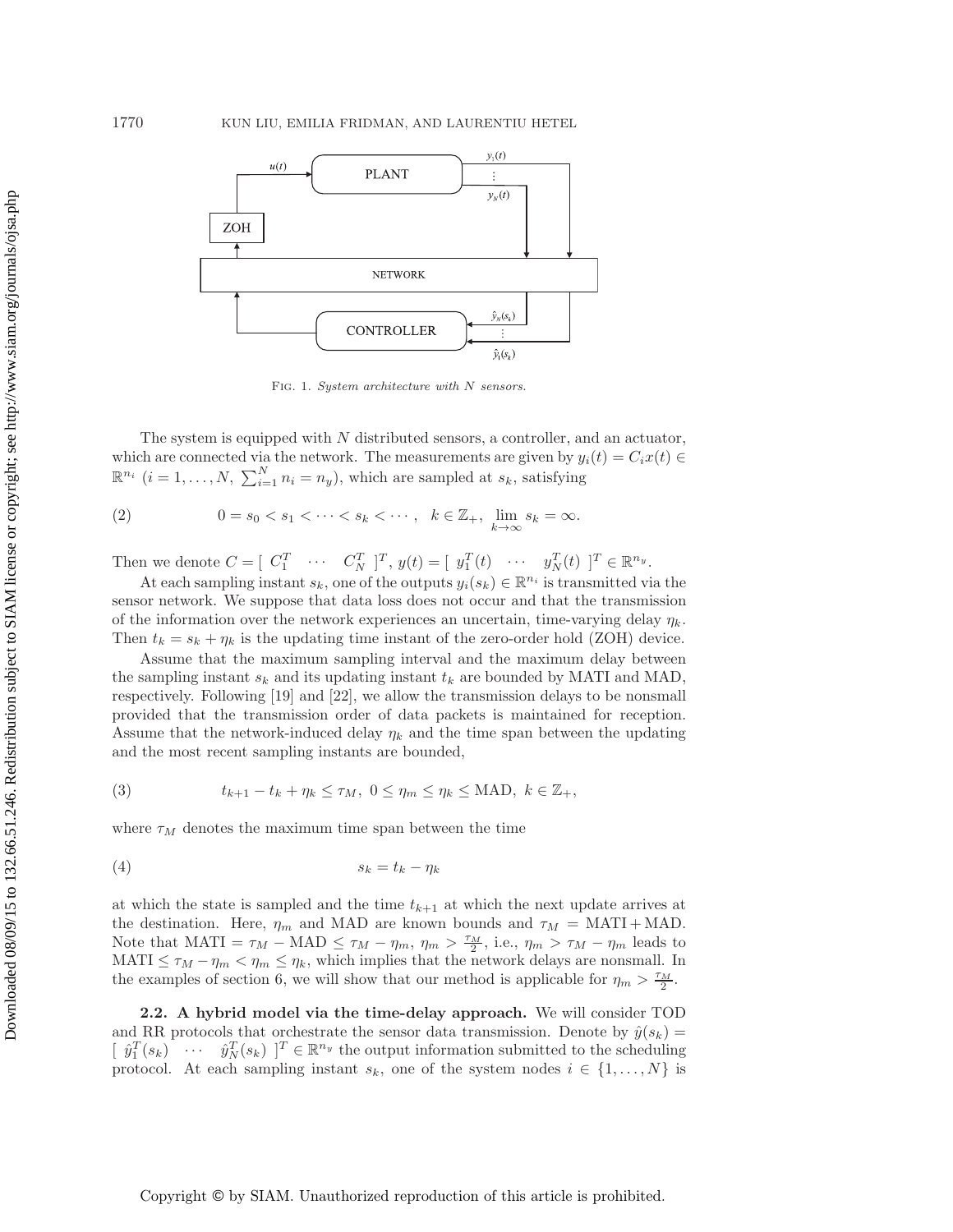Fig. 1. *System architecture with $N$ sensors.*

The system is equipped with $N$ distributed sensors, a controller, and an actuator, which are connected via the network. The measurements are given by $y_i(t) = C_i x(t) \in \mathbb{R}^{n_i}$ $(i = 1, \ldots, N,\ \sum_{i=1}^{N} n_i = n_y)$, which are sampled at $s_k$, satisfying

$$0 = s_0 < s_1 < \cdots < s_k < \cdots, \quad k \in \mathbb{Z}_+, \ \lim_{k \to \infty} s_k = \infty. \tag{2}$$

Then we denote $C = [\ C_1^T \quad \cdots \quad C_N^T\ ]^T$, $y(t) = [\ y_1^T(t) \quad \cdots \quad y_N^T(t)\ ]^T \in \mathbb{R}^{n_y}$.

At each sampling instant $s_k$, one of the outputs $y_i(s_k) \in \mathbb{R}^{n_i}$ is transmitted via the sensor network. We suppose that data loss does not occur and that the transmission of the information over the network experiences an uncertain, time-varying delay $\eta_k$. Then $t_k = s_k + \eta_k$ is the updating time instant of the zero-order hold (ZOH) device.

Assume that the maximum sampling interval and the maximum delay between the sampling instant $s_k$ and its updating instant $t_k$ are bounded by MATI and MAD, respectively. Following [19] and [22], we allow the transmission delays to be nonsmall provided that the transmission order of data packets is maintained for reception. Assume that the network-induced delay $\eta_k$ and the time span between the updating and the most recent sampling instants are bounded,

$$t_{k+1} - t_k + \eta_k \leq \tau_M, \ 0 \leq \eta_m \leq \eta_k \leq \text{MAD}, \ k \in \mathbb{Z}_+, \tag{3}$$

where $\tau_M$ denotes the maximum time span between the time

$$s_k = t_k - \eta_k \tag{4}$$

at which the state is sampled and the time $t_{k+1}$ at which the next update arrives at the destination. Here, $\eta_m$ and MAD are known bounds and $\tau_M = \text{MATI} + \text{MAD}$. Note that $\text{MATI} = \tau_M - \text{MAD} \leq \tau_M - \eta_m$, $\eta_m > \frac{\tau_M}{2}$, i.e., $\eta_m > \tau_M - \eta_m$ leads to $\text{MATI} \leq \tau_M - \eta_m < \eta_m \leq \eta_k$, which implies that the network delays are nonsmall. In the examples of section 6, we will show that our method is applicable for $\eta_m > \frac{\tau_M}{2}$.

**2.2. A hybrid model via the time-delay approach.** We will consider TOD and RR protocols that orchestrate the sensor data transmission. Denote by $\hat{y}(s_k) = [\ \hat{y}_1^T(s_k) \quad \cdots \quad \hat{y}_N^T(s_k)\ ]^T \in \mathbb{R}^{n_y}$ the output information submitted to the scheduling protocol. At each sampling instant $s_k$, one of the system nodes $i \in \{1, \ldots, N\}$ is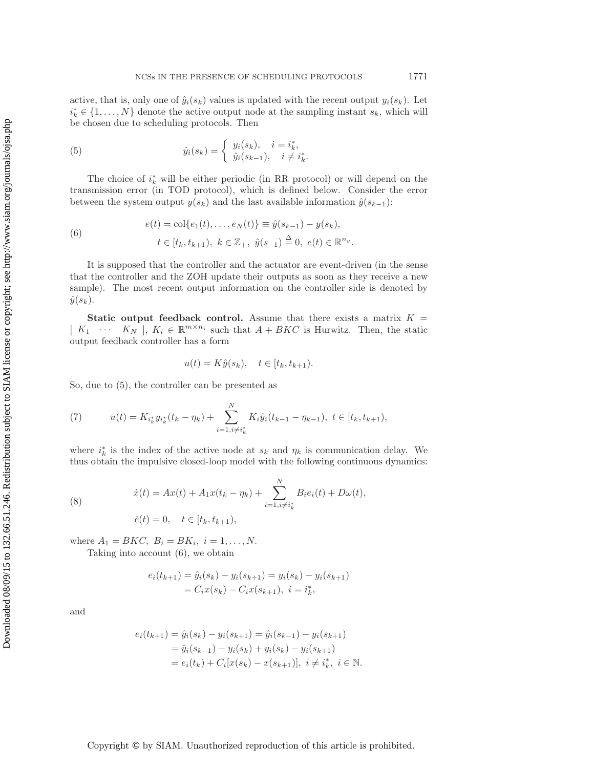active, that is, only one of $\hat{y}_i(s_k)$ values is updated with the recent output $y_i(s_k)$. Let $i_k^* \in \{1, \dots, N\}$ denote the active output node at the sampling instant $s_k$, which will be chosen due to scheduling protocols. Then

$$
\hat{y}_i(s_k) = \begin{cases} y_i(s_k), & i = i_k^*, \\ \hat{y}_i(s_{k-1}), & i \neq i_k^*. \end{cases} \tag{5}
$$

The choice of $i_k^*$ will be either periodic (in RR protocol) or will depend on the transmission error (in TOD protocol), which is defined below. Consider the error between the system output $y(s_k)$ and the last available information $\hat{y}(s_{k-1})$:

$$
\begin{aligned}
e(t) &= \operatorname{col}\{e_1(t), \dots, e_N(t)\} \equiv \hat{y}(s_{k-1}) - y(s_k), \\
&\quad t \in [t_k, t_{k+1}),\ k \in \mathbb{Z}_+,\ \hat{y}(s_{-1}) \triangleq 0,\ e(t) \in \mathbb{R}^{n_y}.
\end{aligned} \tag{6}
$$

It is supposed that the controller and the actuator are event-driven (in the sense that the controller and the ZOH update their outputs as soon as they receive a new sample). The most recent output information on the controller side is denoted by $\hat{y}(s_k)$.

**Static output feedback control.** Assume that there exists a matrix $K = [\ K_1 \ \ \cdots \ \ K_N\ ]$, $K_i \in \mathbb{R}^{m \times n_i}$ such that $A + BKC$ is Hurwitz. Then, the static output feedback controller has a form

$$
u(t) = K\hat{y}(s_k), \quad t \in [t_k, t_{k+1}).
$$

So, due to (5), the controller can be presented as

$$
u(t) = K_{i_k^*} y_{i_k^*}(t_k - \eta_k) + \sum_{i=1, i \neq i_k^*}^{N} K_i \hat{y}_i(t_{k-1} - \eta_{k-1}),\ t \in [t_k, t_{k+1}), \tag{7}
$$

where $i_k^*$ is the index of the active node at $s_k$ and $\eta_k$ is communication delay. We thus obtain the impulsive closed-loop model with the following continuous dynamics:

$$
\begin{aligned}
\dot{x}(t) &= Ax(t) + A_1 x(t_k - \eta_k) + \sum_{i=1, i \neq i_k^*}^{N} B_i e_i(t) + D\omega(t), \\
\dot{e}(t) &= 0, \quad t \in [t_k, t_{k+1}),
\end{aligned} \tag{8}
$$

where $A_1 = BKC,\ B_i = BK_i,\ i = 1, \dots, N$.

Taking into account (6), we obtain

$$
\begin{aligned}
e_i(t_{k+1}) &= \hat{y}_i(s_k) - y_i(s_{k+1}) = y_i(s_k) - y_i(s_{k+1}) \\
&= C_i x(s_k) - C_i x(s_{k+1}),\ i = i_k^*,
\end{aligned}
$$

and

$$
\begin{aligned}
e_i(t_{k+1}) &= \hat{y}_i(s_k) - y_i(s_{k+1}) = \hat{y}_i(s_{k-1}) - y_i(s_{k+1}) \\
&= \hat{y}_i(s_{k-1}) - y_i(s_k) + y_i(s_k) - y_i(s_{k+1}) \\
&= e_i(t_k) + C_i[x(s_k) - x(s_{k+1})],\ i \neq i_k^*,\ i \in \mathbb{N}.
\end{aligned}
$$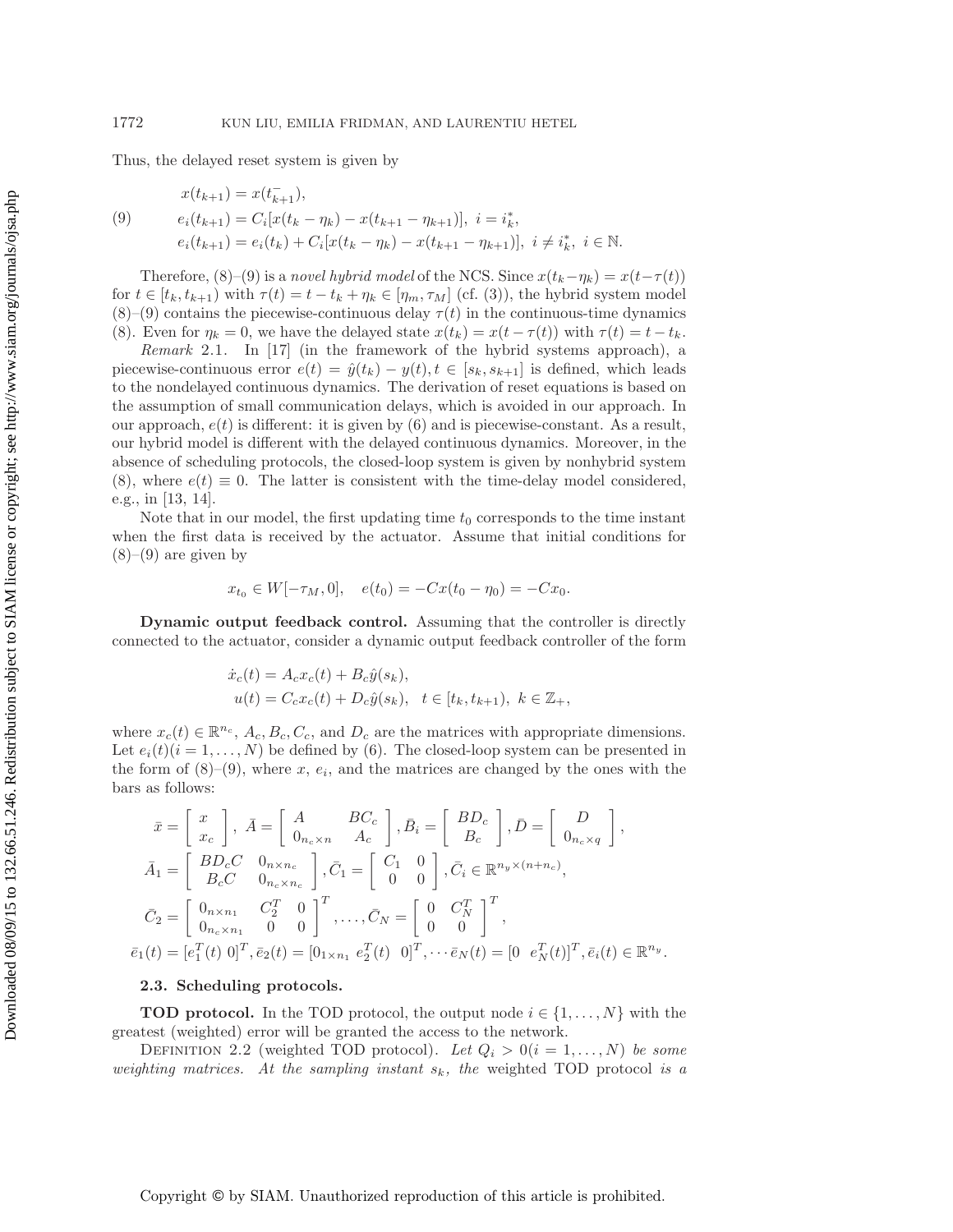Thus, the delayed reset system is given by

$$
\begin{aligned}
&x(t_{k+1}) = x(t_{k+1}^-),\\
(9) \qquad &e_i(t_{k+1}) = C_i[x(t_k - \eta_k) - x(t_{k+1} - \eta_{k+1})],\ i = i_k^*,\\
&e_i(t_{k+1}) = e_i(t_k) + C_i[x(t_k - \eta_k) - x(t_{k+1} - \eta_{k+1})],\ i \neq i_k^*,\ i \in \mathbb{N}.
\end{aligned}
$$

Therefore, (8)–(9) is a *novel hybrid model* of the NCS. Since $x(t_k - \eta_k) = x(t - \tau(t))$ for $t \in [t_k, t_{k+1})$ with $\tau(t) = t - t_k + \eta_k \in [\eta_m, \tau_M]$ (cf. (3)), the hybrid system model (8)–(9) contains the piecewise-continuous delay $\tau(t)$ in the continuous-time dynamics (8). Even for $\eta_k = 0$, we have the delayed state $x(t_k) = x(t - \tau(t))$ with $\tau(t) = t - t_k$.

*Remark* 2.1. In [17] (in the framework of the hybrid systems approach), a piecewise-continuous error $e(t) = \hat{y}(t_k) - y(t), t \in [s_k, s_{k+1}]$ is defined, which leads to the nondelayed continuous dynamics. The derivation of reset equations is based on the assumption of small communication delays, which is avoided in our approach. In our approach, $e(t)$ is different: it is given by (6) and is piecewise-constant. As a result, our hybrid model is different with the delayed continuous dynamics. Moreover, in the absence of scheduling protocols, the closed-loop system is given by nonhybrid system (8), where $e(t) \equiv 0$. The latter is consistent with the time-delay model considered, e.g., in [13, 14].

Note that in our model, the first updating time $t_0$ corresponds to the time instant when the first data is received by the actuator. Assume that initial conditions for (8)–(9) are given by

$$
x_{t_0} \in W[-\tau_M, 0], \quad e(t_0) = -Cx(t_0 - \eta_0) = -Cx_0.
$$

**Dynamic output feedback control.** Assuming that the controller is directly connected to the actuator, consider a dynamic output feedback controller of the form

$$
\begin{aligned}
\dot{x}_c(t) &= A_c x_c(t) + B_c \hat{y}(s_k),\\
u(t) &= C_c x_c(t) + D_c \hat{y}(s_k), \quad t \in [t_k, t_{k+1}),\ k \in \mathbb{Z}_+,
\end{aligned}
$$

where $x_c(t) \in \mathbb{R}^{n_c}$, $A_c, B_c, C_c$, and $D_c$ are the matrices with appropriate dimensions. Let $e_i(t)(i = 1, \ldots, N)$ be defined by (6). The closed-loop system can be presented in the form of (8)–(9), where $x$, $e_i$, and the matrices are changed by the ones with the bars as follows:

$$
\begin{aligned}
&\bar{x} = \begin{bmatrix} x \\ x_c \end{bmatrix},\ \bar{A} = \begin{bmatrix} A & BC_c \\ 0_{n_c \times n} & A_c \end{bmatrix}, \bar{B}_i = \begin{bmatrix} BD_c \\ B_c \end{bmatrix}, \bar{D} = \begin{bmatrix} D \\ 0_{n_c \times q} \end{bmatrix},\\
&\bar{A}_1 = \begin{bmatrix} BD_cC & 0_{n \times n_c} \\ B_cC & 0_{n_c \times n_c} \end{bmatrix}, \bar{C}_1 = \begin{bmatrix} C_1 & 0 \\ 0 & 0 \end{bmatrix}, \bar{C}_i \in \mathbb{R}^{n_y \times (n+n_c)},\\
&\bar{C}_2 = \begin{bmatrix} 0_{n \times n_1} & C_2^T & 0 \\ 0_{n_c \times n_1} & 0 & 0 \end{bmatrix}^T, \ldots, \bar{C}_N = \begin{bmatrix} 0 & C_N^T \\ 0 & 0 \end{bmatrix}^T,\\
&\bar{e}_1(t) = [e_1^T(t)\ 0]^T, \bar{e}_2(t) = [0_{1 \times n_1}\ e_2^T(t)\ \ 0]^T, \cdots \bar{e}_N(t) = [0\ \ e_N^T(t)]^T, \bar{e}_i(t) \in \mathbb{R}^{n_y}.
\end{aligned}
$$

### 2.3. Scheduling protocols.

**TOD protocol.** In the TOD protocol, the output node $i \in \{1, \ldots, N\}$ with the greatest (weighted) error will be granted the access to the network.

Definition 2.2 (weighted TOD protocol). *Let $Q_i > 0 (i = 1, \ldots, N)$ be some weighting matrices. At the sampling instant $s_k$, the* weighted TOD protocol *is a*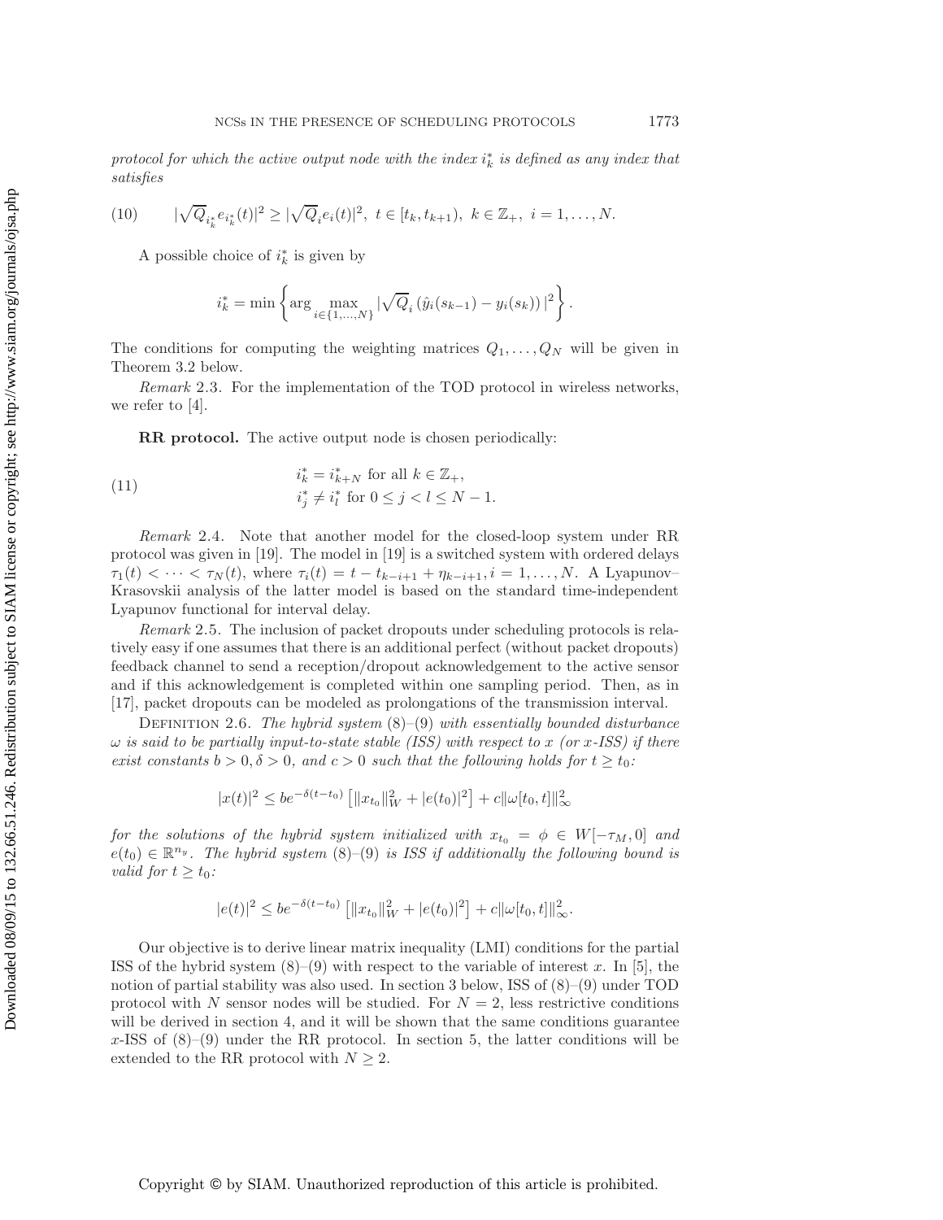*protocol for which the active output node with the index $i_k^*$ is defined as any index that satisfies*

$$
(10) \qquad |\sqrt{Q}_{i_k^*} e_{i_k^*}(t)|^2 \geq |\sqrt{Q}_i e_i(t)|^2, \ t \in [t_k, t_{k+1}), \ k \in \mathbb{Z}_+, \ i = 1, \dots, N.
$$

A possible choice of $i_k^*$ is given by

$$
i_k^* = \min \left\{ \arg \max_{i \in \{1,\dots,N\}} |\sqrt{Q}_i \left( \hat{y}_i(s_{k-1}) - y_i(s_k) \right)|^2 \right\}.
$$

The conditions for computing the weighting matrices $Q_1, \dots, Q_N$ will be given in Theorem 3.2 below.

*Remark* 2.3. For the implementation of the TOD protocol in wireless networks, we refer to [4].

**RR protocol.** The active output node is chosen periodically:

$$
(11) \qquad \begin{aligned} & i_k^* = i_{k+N}^* \text{ for all } k \in \mathbb{Z}_+, \\ & i_j^* \neq i_l^* \text{ for } 0 \leq j < l \leq N-1. \end{aligned}
$$

*Remark* 2.4. Note that another model for the closed-loop system under RR protocol was given in [19]. The model in [19] is a switched system with ordered delays $\tau_1(t) < \cdots < \tau_N(t)$, where $\tau_i(t) = t - t_{k-i+1} + \eta_{k-i+1}, i = 1, \dots, N$. A Lyapunov–Krasovskii analysis of the latter model is based on the standard time-independent Lyapunov functional for interval delay.

*Remark* 2.5. The inclusion of packet dropouts under scheduling protocols is relatively easy if one assumes that there is an additional perfect (without packet dropouts) feedback channel to send a reception/dropout acknowledgement to the active sensor and if this acknowledgement is completed within one sampling period. Then, as in [17], packet dropouts can be modeled as prolongations of the transmission interval.

Definition 2.6. *The hybrid system* (8)–(9) *with essentially bounded disturbance $\omega$ is said to be partially input-to-state stable (ISS) with respect to $x$ (or $x$-ISS) if there exist constants $b > 0, \delta > 0$, and $c > 0$ such that the following holds for $t \geq t_0$:*

$$
|x(t)|^2 \leq b e^{-\delta(t-t_0)} \left[ \|x_{t_0}\|_W^2 + |e(t_0)|^2 \right] + c \|\omega[t_0, t]\|_\infty^2
$$

*for the solutions of the hybrid system initialized with $x_{t_0} = \phi \in W[-\tau_M, 0]$ and $e(t_0) \in \mathbb{R}^{n_y}$. The hybrid system* (8)–(9) *is ISS if additionally the following bound is valid for $t \geq t_0$:*

$$
|e(t)|^2 \leq b e^{-\delta(t-t_0)} \left[ \|x_{t_0}\|_W^2 + |e(t_0)|^2 \right] + c \|\omega[t_0, t]\|_\infty^2.
$$

Our objective is to derive linear matrix inequality (LMI) conditions for the partial ISS of the hybrid system (8)–(9) with respect to the variable of interest $x$. In [5], the notion of partial stability was also used. In section 3 below, ISS of (8)–(9) under TOD protocol with $N$ sensor nodes will be studied. For $N = 2$, less restrictive conditions will be derived in section 4, and it will be shown that the same conditions guarantee $x$-ISS of (8)–(9) under the RR protocol. In section 5, the latter conditions will be extended to the RR protocol with $N \geq 2$.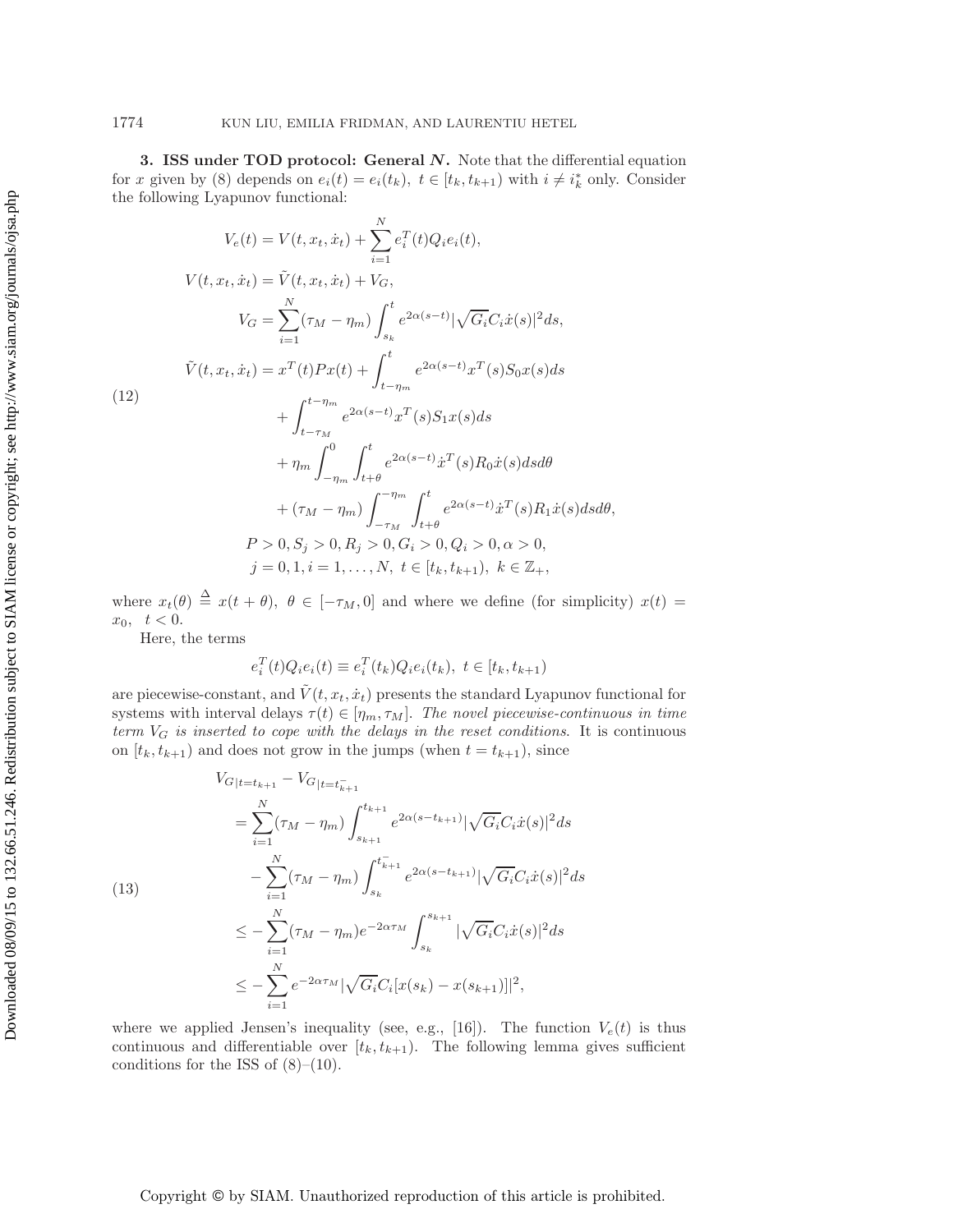**3. ISS under TOD protocol: General $N$.** Note that the differential equation for $x$ given by (8) depends on $e_i(t) = e_i(t_k),\ t \in [t_k, t_{k+1})$ with $i \neq i_k^*$ only. Consider the following Lyapunov functional:

$$
\begin{aligned}
V_e(t) &= V(t, x_t, \dot{x}_t) + \sum_{i=1}^{N} e_i^T(t) Q_i e_i(t),\\
V(t, x_t, \dot{x}_t) &= \tilde{V}(t, x_t, \dot{x}_t) + V_G,\\
V_G &= \sum_{i=1}^{N} (\tau_M - \eta_m) \int_{s_k}^{t} e^{2\alpha(s-t)} |\sqrt{G_i} C_i \dot{x}(s)|^2 ds,\\
\tilde{V}(t, x_t, \dot{x}_t) &= x^T(t) P x(t) + \int_{t-\eta_m}^{t} e^{2\alpha(s-t)} x^T(s) S_0 x(s) ds\\
&\quad + \int_{t-\tau_M}^{t-\eta_m} e^{2\alpha(s-t)} x^T(s) S_1 x(s) ds\\
&\quad + \eta_m \int_{-\eta_m}^{0} \int_{t+\theta}^{t} e^{2\alpha(s-t)} \dot{x}^T(s) R_0 \dot{x}(s) ds d\theta\\
&\quad + (\tau_M - \eta_m) \int_{-\tau_M}^{-\eta_m} \int_{t+\theta}^{t} e^{2\alpha(s-t)} \dot{x}^T(s) R_1 \dot{x}(s) ds d\theta,\\
&P > 0, S_j > 0, R_j > 0, G_i > 0, Q_i > 0, \alpha > 0,\\
&j = 0, 1, i = 1, \ldots, N,\ t \in [t_k, t_{k+1}),\ k \in \mathbb{Z}_+,
\end{aligned}
\tag{12}
$$

where $x_t(\theta) \stackrel{\Delta}{=} x(t+\theta),\ \theta \in [-\tau_M, 0]$ and where we define (for simplicity) $x(t) = x_0,\quad t < 0$.

Here, the terms

$$
e_i^T(t) Q_i e_i(t) \equiv e_i^T(t_k) Q_i e_i(t_k),\ t \in [t_k, t_{k+1})
$$

are piecewise-constant, and $\tilde{V}(t, x_t, \dot{x}_t)$ presents the standard Lyapunov functional for systems with interval delays $\tau(t) \in [\eta_m, \tau_M]$. *The novel piecewise-continuous in time term $V_G$ is inserted to cope with the delays in the reset conditions.* It is continuous on $[t_k, t_{k+1})$ and does not grow in the jumps (when $t = t_{k+1}$), since

$$
\begin{aligned}
&V_{G|t=t_{k+1}} - V_{G|t=t_{k+1}^-}\\
&= \sum_{i=1}^{N} (\tau_M - \eta_m) \int_{s_{k+1}}^{t_{k+1}} e^{2\alpha(s-t_{k+1})} |\sqrt{G_i} C_i \dot{x}(s)|^2 ds\\
&\quad - \sum_{i=1}^{N} (\tau_M - \eta_m) \int_{s_k}^{t_{k+1}^-} e^{2\alpha(s-t_{k+1})} |\sqrt{G_i} C_i \dot{x}(s)|^2 ds\\
&\leq - \sum_{i=1}^{N} (\tau_M - \eta_m) e^{-2\alpha\tau_M} \int_{s_k}^{s_{k+1}} |\sqrt{G_i} C_i \dot{x}(s)|^2 ds\\
&\leq - \sum_{i=1}^{N} e^{-2\alpha\tau_M} |\sqrt{G_i} C_i [x(s_k) - x(s_{k+1})]|^2,
\end{aligned}
\tag{13}
$$

where we applied Jensen's inequality (see, e.g., [16]). The function $V_e(t)$ is thus continuous and differentiable over $[t_k, t_{k+1})$. The following lemma gives sufficient conditions for the ISS of (8)–(10).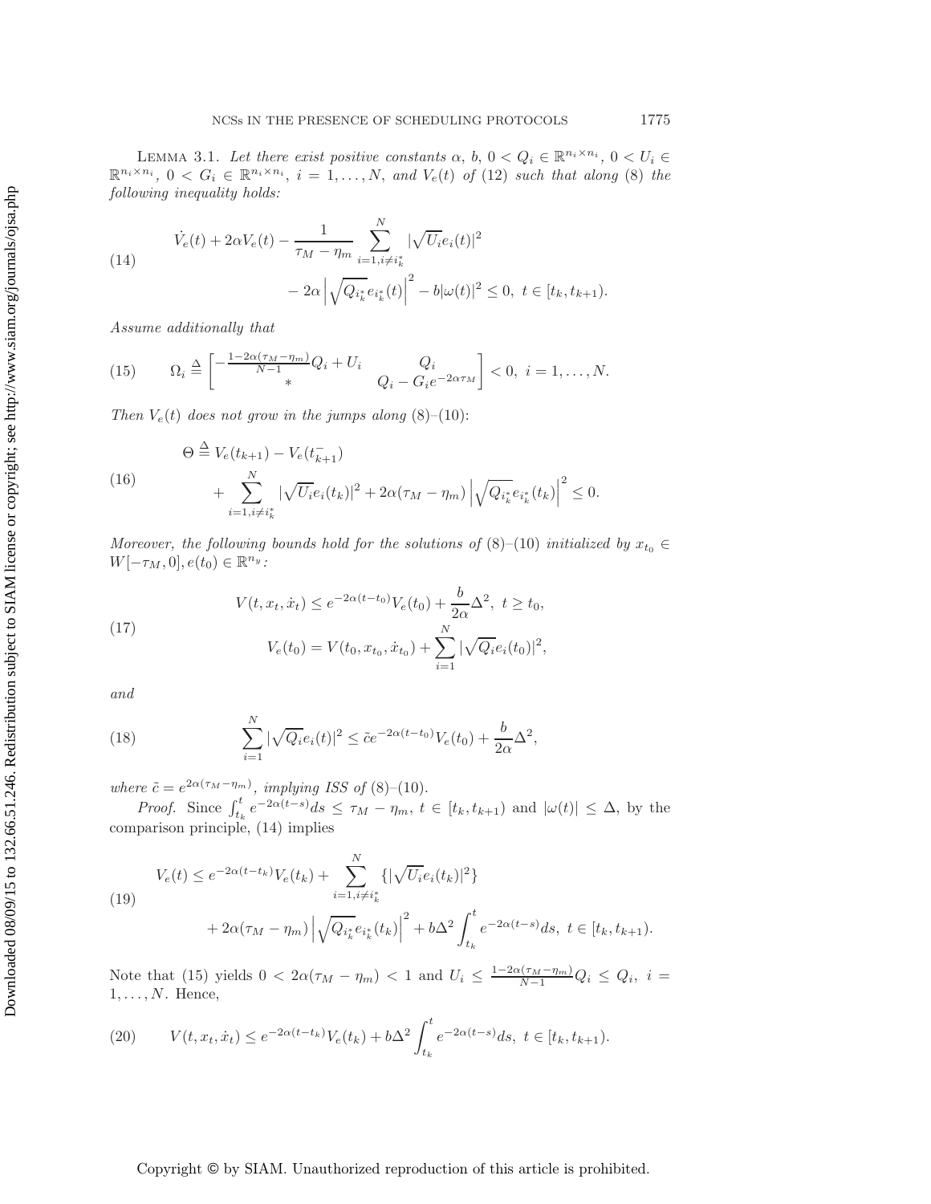**Lemma 3.1.** *Let there exist positive constants $\alpha$, $b$, $0 < Q_i \in \mathbb{R}^{n_i \times n_i}$, $0 < U_i \in \mathbb{R}^{n_i \times n_i}$, $0 < G_i \in \mathbb{R}^{n_i \times n_i}$, $i = 1, \ldots, N$, and $V_e(t)$ of (12) such that along (8) the following inequality holds:*

$$
\begin{aligned}
\dot{V}_e(t) + 2\alpha V_e(t) - \frac{1}{\tau_M - \eta_m} \sum_{i=1, i \neq i_k^*}^{N} |\sqrt{U_i} e_i(t)|^2 \\
- 2\alpha \left| \sqrt{Q_{i_k^*}} e_{i_k^*}(t) \right|^2 - b|\omega(t)|^2 \leq 0, \ t \in [t_k, t_{k+1}).
\end{aligned} \tag{14}
$$

*Assume additionally that*

$$
\Omega_i \triangleq \begin{bmatrix} -\frac{1 - 2\alpha(\tau_M - \eta_m)}{N-1} Q_i + U_i & Q_i \\ * & Q_i - G_i e^{-2\alpha \tau_M} \end{bmatrix} < 0, \ i = 1, \ldots, N. \tag{15}
$$

*Then $V_e(t)$ does not grow in the jumps along (8)–(10):*

$$
\begin{aligned}
\Theta \triangleq V_e(t_{k+1}) - V_e(t_{k+1}^-) \\
+ \sum_{i=1, i \neq i_k^*}^{N} |\sqrt{U_i} e_i(t_k)|^2 + 2\alpha(\tau_M - \eta_m) \left| \sqrt{Q_{i_k^*}} e_{i_k^*}(t_k) \right|^2 \leq 0.
\end{aligned} \tag{16}
$$

*Moreover, the following bounds hold for the solutions of (8)–(10) initialized by $x_{t_0} \in W[-\tau_M, 0], e(t_0) \in \mathbb{R}^{n_y}$:*

$$
\begin{aligned}
V(t, x_t, \dot{x}_t) \leq e^{-2\alpha(t - t_0)} V_e(t_0) + \frac{b}{2\alpha} \Delta^2, \ t \geq t_0, \\
V_e(t_0) = V(t_0, x_{t_0}, \dot{x}_{t_0}) + \sum_{i=1}^{N} |\sqrt{Q_i} e_i(t_0)|^2,
\end{aligned} \tag{17}
$$

*and*

$$
\sum_{i=1}^{N} |\sqrt{Q_i} e_i(t)|^2 \leq \tilde{c} e^{-2\alpha(t - t_0)} V_e(t_0) + \frac{b}{2\alpha} \Delta^2, \tag{18}
$$

*where $\tilde{c} = e^{2\alpha(\tau_M - \eta_m)}$, implying ISS of (8)–(10).*

*Proof.* Since $\int_{t_k}^{t} e^{-2\alpha(t-s)} ds \leq \tau_M - \eta_m$, $t \in [t_k, t_{k+1})$ and $|\omega(t)| \leq \Delta$, by the comparison principle, (14) implies

$$
\begin{aligned}
V_e(t) \leq e^{-2\alpha(t - t_k)} V_e(t_k) + \sum_{i=1, i \neq i_k^*}^{N} \{|\sqrt{U_i} e_i(t_k)|^2\} \\
+ 2\alpha(\tau_M - \eta_m) \left| \sqrt{Q_{i_k^*}} e_{i_k^*}(t_k) \right|^2 + b\Delta^2 \int_{t_k}^{t} e^{-2\alpha(t-s)} ds, \ t \in [t_k, t_{k+1}).
\end{aligned} \tag{19}
$$

Note that (15) yields $0 < 2\alpha(\tau_M - \eta_m) < 1$ and $U_i \leq \frac{1 - 2\alpha(\tau_M - \eta_m)}{N-1} Q_i \leq Q_i$, $i = 1, \ldots, N$. Hence,

$$
V(t, x_t, \dot{x}_t) \leq e^{-2\alpha(t - t_k)} V_e(t_k) + b\Delta^2 \int_{t_k}^{t} e^{-2\alpha(t-s)} ds, \ t \in [t_k, t_{k+1}). \tag{20}
$$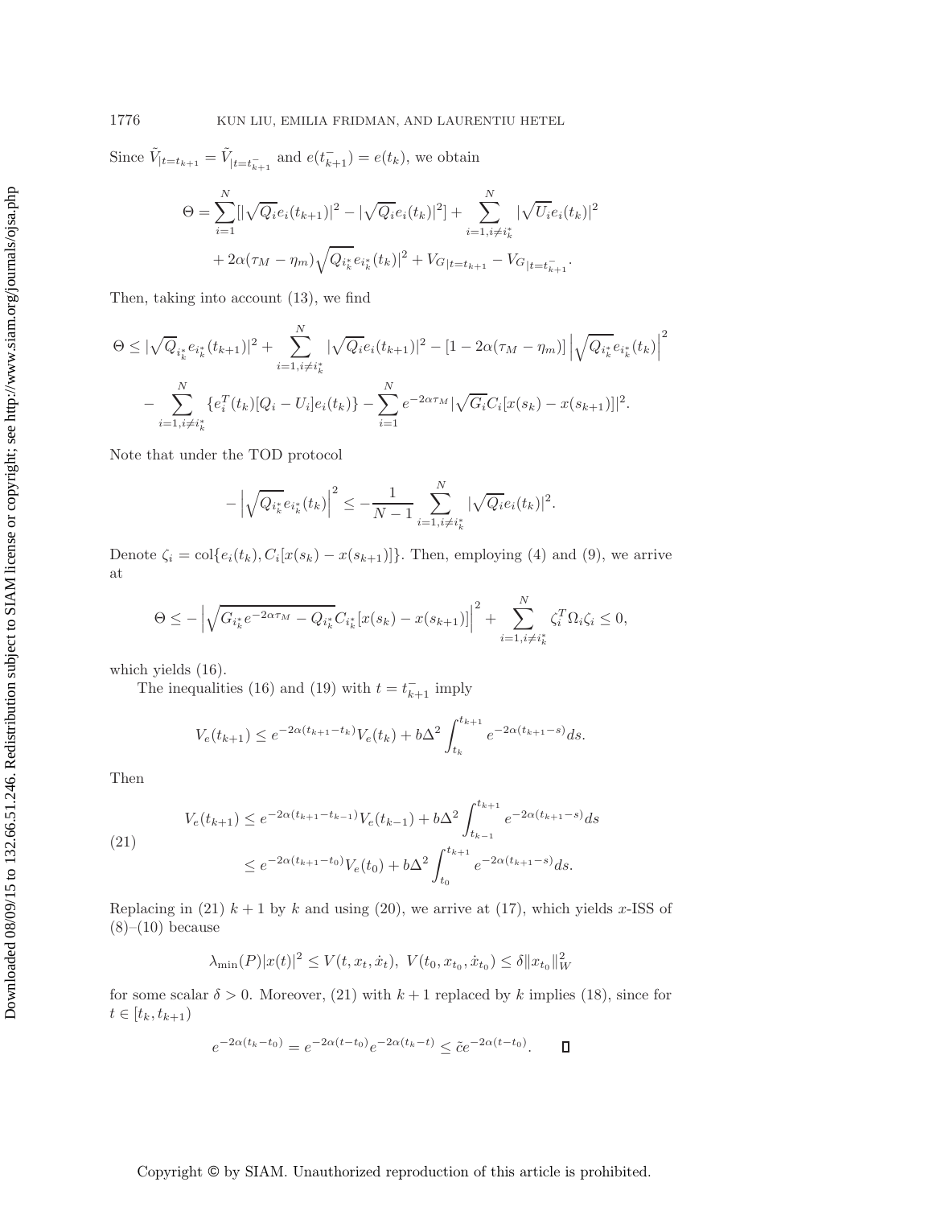Since $\tilde{V}_{|t=t_{k+1}} = \tilde{V}_{|t=t_{k+1}^-}$ and $e(t_{k+1}^-) = e(t_k)$, we obtain

$$
\begin{aligned}
\Theta = &\sum_{i=1}^{N}[|\sqrt{Q_i}e_i(t_{k+1})|^2 - |\sqrt{Q_i}e_i(t_k)|^2] + \sum_{i=1, i\neq i_k^*}^{N} |\sqrt{U_i}e_i(t_k)|^2 \\
&+ 2\alpha(\tau_M - \eta_m)\sqrt{Q_{i_k^*}}e_{i_k^*}(t_k)|^2 + V_{G|t=t_{k+1}} - V_{G|t=t_{k+1}^-}.
\end{aligned}
$$

Then, taking into account (13), we find

$$
\begin{aligned}
\Theta \le &|\sqrt{Q}_{i_k^*}e_{i_k^*}(t_{k+1})|^2 + \sum_{i=1, i\neq i_k^*}^{N} |\sqrt{Q_i}e_i(t_{k+1})|^2 - [1 - 2\alpha(\tau_M - \eta_m)]\left|\sqrt{Q_{i_k^*}}e_{i_k^*}(t_k)\right|^2 \\
&- \sum_{i=1, i\neq i_k^*}^{N} \{e_i^T(t_k)[Q_i - U_i]e_i(t_k)\} - \sum_{i=1}^{N} e^{-2\alpha\tau_M}|\sqrt{G_i}C_i[x(s_k) - x(s_{k+1})]|^2.
\end{aligned}
$$

Note that under the TOD protocol

$$
-\left|\sqrt{Q_{i_k^*}}e_{i_k^*}(t_k)\right|^2 \le -\frac{1}{N-1}\sum_{i=1, i\neq i_k^*}^{N} |\sqrt{Q_i}e_i(t_k)|^2.
$$

Denote $\zeta_i = \mathrm{col}\{e_i(t_k), C_i[x(s_k) - x(s_{k+1})]\}$. Then, employing (4) and (9), we arrive at

$$
\Theta \le -\left|\sqrt{G_{i_k^*}e^{-2\alpha\tau_M} - Q_{i_k^*}}C_{i_k^*}[x(s_k) - x(s_{k+1})]\right|^2 + \sum_{i=1, i\neq i_k^*}^{N} \zeta_i^T \Omega_i \zeta_i \le 0,
$$

which yields (16).

The inequalities (16) and (19) with $t = t_{k+1}^-$ imply

$$
V_e(t_{k+1}) \le e^{-2\alpha(t_{k+1} - t_k)}V_e(t_k) + b\Delta^2 \int_{t_k}^{t_{k+1}} e^{-2\alpha(t_{k+1} - s)}ds.
$$

Then

$$
\begin{aligned}
V_e(t_{k+1}) &\le e^{-2\alpha(t_{k+1} - t_{k-1})}V_e(t_{k-1}) + b\Delta^2 \int_{t_{k-1}}^{t_{k+1}} e^{-2\alpha(t_{k+1} - s)}ds \\
&\le e^{-2\alpha(t_{k+1} - t_0)}V_e(t_0) + b\Delta^2 \int_{t_0}^{t_{k+1}} e^{-2\alpha(t_{k+1} - s)}ds.
\end{aligned} \tag{21}
$$

Replacing in (21) $k+1$ by $k$ and using (20), we arrive at (17), which yields $x$-ISS of (8)–(10) because

$$
\lambda_{\min}(P)|x(t)|^2 \le V(t, x_t, \dot{x}_t), \ V(t_0, x_{t_0}, \dot{x}_{t_0}) \le \delta\|x_{t_0}\|_W^2
$$

for some scalar $\delta > 0$. Moreover, (21) with $k+1$ replaced by $k$ implies (18), since for $t \in [t_k, t_{k+1})$

$$
e^{-2\alpha(t_k - t_0)} = e^{-2\alpha(t - t_0)}e^{-2\alpha(t_k - t)} \le \tilde{c}e^{-2\alpha(t - t_0)}. \qquad \square
$$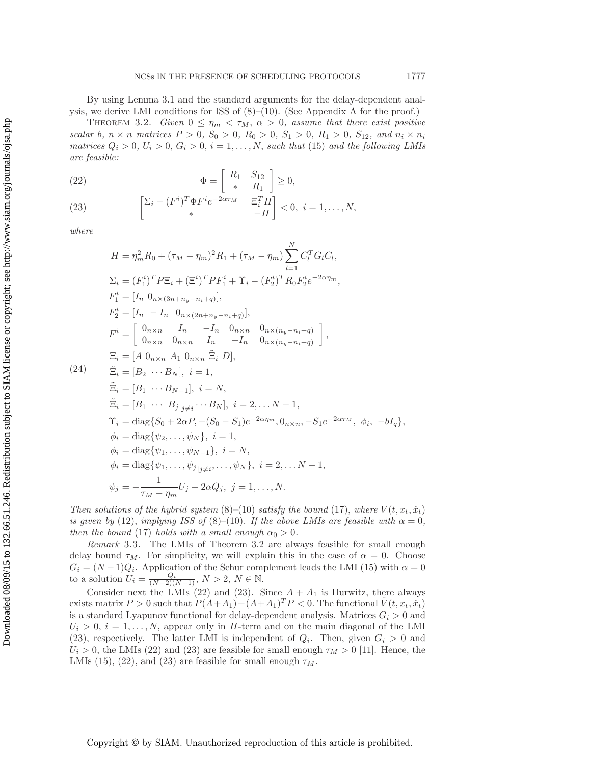By using Lemma 3.1 and the standard arguments for the delay-dependent analysis, we derive LMI conditions for ISS of (8)–(10). (See Appendix A for the proof.)

THEOREM 3.2. *Given $0 \leq \eta_m < \tau_M$, $\alpha > 0$, assume that there exist positive scalar $b$, $n \times n$ matrices $P > 0$, $S_0 > 0$, $R_0 > 0$, $S_1 > 0$, $R_1 > 0$, $S_{12}$, and $n_i \times n_i$ matrices $Q_i > 0$, $U_i > 0$, $G_i > 0$, $i = 1, \dots, N$, such that* (15) *and the following LMIs are feasible:*

$$\Phi = \begin{bmatrix} R_1 & S_{12} \\ * & R_1 \end{bmatrix} \geq 0, \tag{22}$$

$$\begin{bmatrix} \Sigma_i - (F^i)^T \Phi F^i e^{-2\alpha\tau_M} & \Xi_i^T H \\ * & -H \end{bmatrix} < 0, \ i = 1, \dots, N, \tag{23}$$

*where*

$$\begin{aligned}
&H = \eta_m^2 R_0 + (\tau_M - \eta_m)^2 R_1 + (\tau_M - \eta_m) \sum_{l=1}^{N} C_l^T G_l C_l, \\
&\Sigma_i = (F_1^i)^T P \Xi_i + (\Xi^i)^T P F_1^i + \Upsilon_i - (F_2^i)^T R_0 F_2^i e^{-2\alpha\eta_m}, \\
&F_1^i = [I_n \ 0_{n\times(3n+n_y-n_i+q)}], \\
&F_2^i = [I_n \ -I_n \ \ 0_{n\times(2n+n_y-n_i+q)}], \\
&F^i = \begin{bmatrix} 0_{n\times n} & I_n & -I_n & 0_{n\times n} & 0_{n\times(n_y-n_i+q)} \\ 0_{n\times n} & 0_{n\times n} & I_n & -I_n & 0_{n\times(n_y-n_i+q)} \end{bmatrix}, \\
&\Xi_i = [A \ 0_{n\times n} \ A_1 \ 0_{n\times n} \ \tilde{\Xi}_i \ D], \\
&\tilde{\Xi}_i = [B_2 \ \cdots B_N], \ i = 1, \\
&\tilde{\Xi}_i = [B_1 \ \cdots B_{N-1}], \ i = N, \\
&\tilde{\Xi}_i = [B_1 \ \cdots \ B_{j_{|j\neq i}} \cdots B_N], \ i = 2, \dots N-1, \\
&\Upsilon_i = \text{diag}\{S_0 + 2\alpha P, -(S_0 - S_1)e^{-2\alpha\eta_m}, 0_{n\times n}, -S_1 e^{-2\alpha\tau_M}, \ \phi_i, \ -bI_q\}, \\
&\phi_i = \text{diag}\{\psi_2, \dots, \psi_N\}, \ i = 1, \\
&\phi_i = \text{diag}\{\psi_1, \dots, \psi_{N-1}\}, \ i = N, \\
&\phi_i = \text{diag}\{\psi_1, \dots, \psi_{j_{|j\neq i}}, \dots, \psi_N\}, \ i = 2, \dots N-1, \\
&\psi_j = -\frac{1}{\tau_M - \eta_m} U_j + 2\alpha Q_j, \ j = 1, \dots, N.
\end{aligned} \tag{24}$$

*Then solutions of the hybrid system* (8)–(10) *satisfy the bound* (17), *where $V(t, x_t, \dot{x}_t)$ is given by* (12), *implying ISS of* (8)–(10). *If the above LMIs are feasible with $\alpha = 0$, then the bound* (17) *holds with a small enough $\alpha_0 > 0$.*

*Remark* 3.3. The LMIs of Theorem 3.2 are always feasible for small enough delay bound $\tau_M$. For simplicity, we will explain this in the case of $\alpha = 0$. Choose $G_i = (N-1)Q_i$. Application of the Schur complement leads the LMI (15) with $\alpha = 0$ to a solution $U_i = \frac{Q_i}{(N-2)(N-1)}$, $N > 2$, $N \in \mathbb{N}$.

Consider next the LMIs (22) and (23). Since $A + A_1$ is Hurwitz, there always exists matrix $P > 0$ such that $P(A+A_1)+(A+A_1)^T P < 0$. The functional $\tilde{V}(t, x_t, \dot{x}_t)$ is a standard Lyapunov functional for delay-dependent analysis. Matrices $G_i > 0$ and $U_i > 0$, $i = 1, \dots, N$, appear only in $H$-term and on the main diagonal of the LMI (23), respectively. The latter LMI is independent of $Q_i$. Then, given $G_i > 0$ and $U_i > 0$, the LMIs (22) and (23) are feasible for small enough $\tau_M > 0$ [11]. Hence, the LMIs (15), (22), and (23) are feasible for small enough $\tau_M$.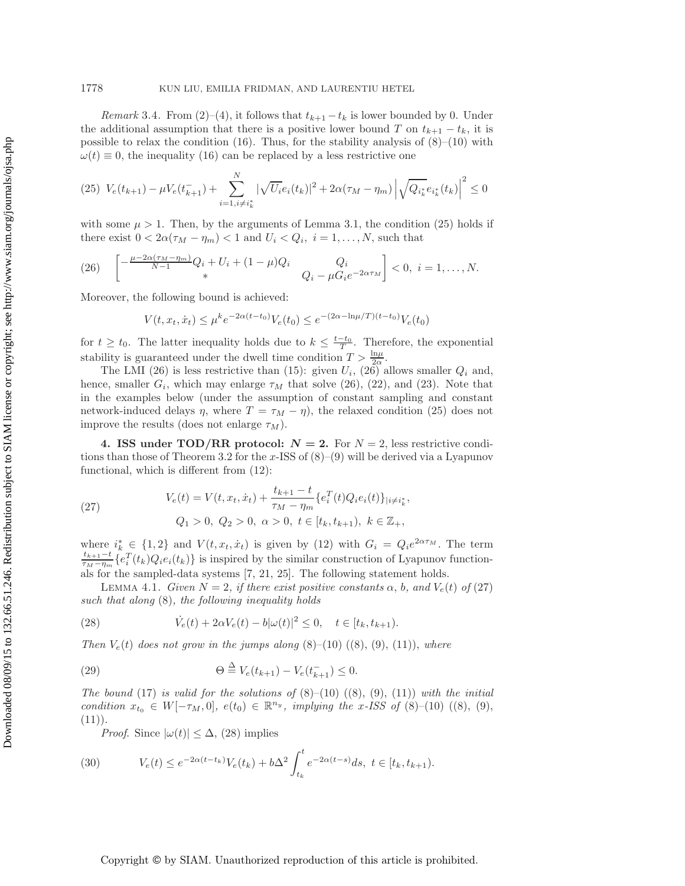*Remark* 3.4. From (2)–(4), it follows that $t_{k+1} - t_k$ is lower bounded by 0. Under the additional assumption that there is a positive lower bound $T$ on $t_{k+1} - t_k$, it is possible to relax the condition (16). Thus, for the stability analysis of (8)–(10) with $\omega(t) \equiv 0$, the inequality (16) can be replaced by a less restrictive one

$$(25)\quad V_e(t_{k+1}) - \mu V_e(t_{k+1}^-) + \sum_{i=1, i\neq i_k^*}^{N} |\sqrt{U_i} e_i(t_k)|^2 + 2\alpha(\tau_M - \eta_m) \left|\sqrt{Q_{i_k^*}} e_{i_k^*}(t_k)\right|^2 \leq 0$$

with some $\mu > 1$. Then, by the arguments of Lemma 3.1, the condition (25) holds if there exist $0 < 2\alpha(\tau_M - \eta_m) < 1$ and $U_i < Q_i$, $i = 1, \ldots, N$, such that

$$(26)\quad \begin{bmatrix} -\frac{\mu - 2\alpha(\tau_M - \eta_m)}{N-1} Q_i + U_i + (1-\mu) Q_i & Q_i \\ * & Q_i - \mu G_i e^{-2\alpha\tau_M} \end{bmatrix} < 0, \ i = 1, \ldots, N.$$

Moreover, the following bound is achieved:

$$V(t, x_t, \dot{x}_t) \leq \mu^k e^{-2\alpha(t - t_0)} V_e(t_0) \leq e^{-(2\alpha - \ln\mu/T)(t - t_0)} V_e(t_0)$$

for $t \geq t_0$. The latter inequality holds due to $k \leq \frac{t - t_0}{T}$. Therefore, the exponential stability is guaranteed under the dwell time condition $T > \frac{\ln\mu}{2\alpha}$.

The LMI (26) is less restrictive than (15): given $U_i$, (26) allows smaller $Q_i$ and, hence, smaller $G_i$, which may enlarge $\tau_M$ that solve (26), (22), and (23). Note that in the examples below (under the assumption of constant sampling and constant network-induced delays $\eta$, where $T = \tau_M - \eta$), the relaxed condition (25) does not improve the results (does not enlarge $\tau_M$).

## 4. ISS under TOD/RR protocol: $N = 2$.

For $N = 2$, less restrictive conditions than those of Theorem 3.2 for the $x$-ISS of (8)–(9) will be derived via a Lyapunov functional, which is different from (12):

$$(27)\quad \begin{aligned} V_e(t) &= V(t, x_t, \dot{x}_t) + \frac{t_{k+1} - t}{\tau_M - \eta_m} \{e_i^T(t) Q_i e_i(t)\}_{|i \neq i_k^*}, \\ &Q_1 > 0, \ Q_2 > 0, \ \alpha > 0, \ t \in [t_k, t_{k+1}), \ k \in \mathbb{Z}_+, \end{aligned}$$

where $i_k^* \in \{1, 2\}$ and $V(t, x_t, \dot{x}_t)$ is given by (12) with $G_i = Q_i e^{2\alpha\tau_M}$. The term $\frac{t_{k+1} - t}{\tau_M - \eta_m}\{e_i^T(t_k) Q_i e_i(t_k)\}$ is inspired by the similar construction of Lyapunov functionals for the sampled-data systems [7, 21, 25]. The following statement holds.

Lemma 4.1. *Given $N = 2$, if there exist positive constants $\alpha$, $b$, and $V_e(t)$ of (27) such that along* (8)*, the following inequality holds*

$$(28)\quad \dot{V}_e(t) + 2\alpha V_e(t) - b|\omega(t)|^2 \leq 0, \quad t \in [t_k, t_{k+1}).$$

*Then $V_e(t)$ does not grow in the jumps along* (8)–(10) ((8), (9), (11))*, where*

$$(29)\quad \Theta \stackrel{\Delta}{=} V_e(t_{k+1}) - V_e(t_{k+1}^-) \leq 0.$$

*The bound* (17) *is valid for the solutions of* (8)–(10) ((8), (9), (11)) *with the initial condition $x_{t_0} \in W[-\tau_M, 0]$, $e(t_0) \in \mathbb{R}^{n_y}$, implying the $x$-ISS of* (8)–(10) ((8), (9), (11)).

*Proof.* Since $|\omega(t)| \leq \Delta$, (28) implies

$$(30)\quad V_e(t) \leq e^{-2\alpha(t - t_k)} V_e(t_k) + b\Delta^2 \int_{t_k}^{t} e^{-2\alpha(t - s)} ds, \ t \in [t_k, t_{k+1}).$$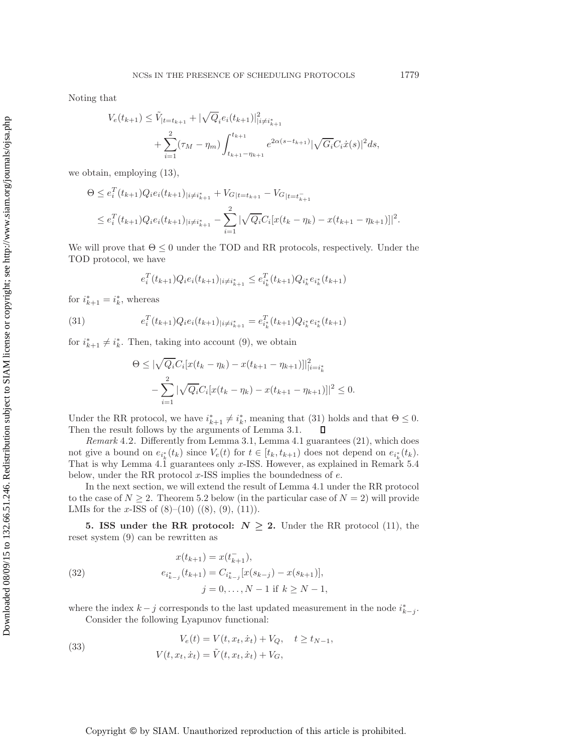Noting that

$$V_e(t_{k+1}) \le \tilde{V}_{|t=t_{k+1}} + |\sqrt{Q}_i e_i(t_{k+1})|^2_{|i\neq i^*_{k+1}} + \sum_{i=1}^{2}(\tau_M - \eta_m)\int_{t_{k+1}-\eta_{k+1}}^{t_{k+1}} e^{2\alpha(s-t_{k+1})}|\sqrt{G_i}C_i\dot{x}(s)|^2 ds,$$

we obtain, employing (13),

$$\begin{aligned}\Theta &\le e_i^T(t_{k+1})Q_i e_i(t_{k+1})_{|i\neq i^*_{k+1}} + V_{G|t=t_{k+1}} - V_{G|t=t^-_{k+1}} \\ &\le e_i^T(t_{k+1})Q_i e_i(t_{k+1})_{|i\neq i^*_{k+1}} - \sum_{i=1}^{2}|\sqrt{Q_i}C_i[x(t_k-\eta_k) - x(t_{k+1}-\eta_{k+1})]|^2.\end{aligned}$$

We will prove that $\Theta \le 0$ under the TOD and RR protocols, respectively. Under the TOD protocol, we have

$$e_i^T(t_{k+1})Q_i e_i(t_{k+1})_{|i\neq i^*_{k+1}} \le e^T_{i^*_k}(t_{k+1})Q_{i^*_k}e_{i^*_k}(t_{k+1})$$

for $i^*_{k+1} = i^*_k$, whereas

$$e_i^T(t_{k+1})Q_i e_i(t_{k+1})_{|i\neq i^*_{k+1}} = e^T_{i^*_k}(t_{k+1})Q_{i^*_k}e_{i^*_k}(t_{k+1}) \tag{31}$$

for $i^*_{k+1} \neq i^*_k$. Then, taking into account (9), we obtain

$$\begin{aligned}\Theta &\le |\sqrt{Q_i}C_i[x(t_k-\eta_k) - x(t_{k+1}-\eta_{k+1})]|^2_{|i=i^*_k} \\ &\quad - \sum_{i=1}^{2}|\sqrt{Q_i}C_i[x(t_k-\eta_k) - x(t_{k+1}-\eta_{k+1})]|^2 \le 0.\end{aligned}$$

Under the RR protocol, we have $i^*_{k+1} \neq i^*_k$, meaning that (31) holds and that $\Theta \le 0$. Then the result follows by the arguments of Lemma 3.1. $\square$

*Remark* 4.2. Differently from Lemma 3.1, Lemma 4.1 guarantees (21), which does not give a bound on $e_{i^*_k}(t_k)$ since $V_e(t)$ for $t \in [t_k, t_{k+1})$ does not depend on $e_{i^*_k}(t_k)$. That is why Lemma 4.1 guarantees only $x$-ISS. However, as explained in Remark 5.4 below, under the RR protocol $x$-ISS implies the boundedness of $e$.

In the next section, we will extend the result of Lemma 4.1 under the RR protocol to the case of $N \ge 2$. Theorem 5.2 below (in the particular case of $N = 2$) will provide LMIs for the $x$-ISS of (8)–(10) ((8), (9), (11)).

## 5. ISS under the RR protocol: $N \ge 2$.

Under the RR protocol (11), the reset system (9) can be rewritten as

$$\begin{aligned} x(t_{k+1}) &= x(t^-_{k+1}), \\ e_{i^*_{k-j}}(t_{k+1}) &= C_{i^*_{k-j}}[x(s_{k-j}) - x(s_{k+1})], \\ & j = 0,\dots,N-1 \text{ if } k \ge N-1,\end{aligned} \tag{32}$$

where the index $k-j$ corresponds to the last updated measurement in the node $i^*_{k-j}$.

Consider the following Lyapunov functional:

$$\begin{aligned} V_e(t) &= V(t, x_t, \dot{x}_t) + V_Q, \quad t \ge t_{N-1}, \\ V(t, x_t, \dot{x}_t) &= \tilde{V}(t, x_t, \dot{x}_t) + V_G,\end{aligned} \tag{33}$$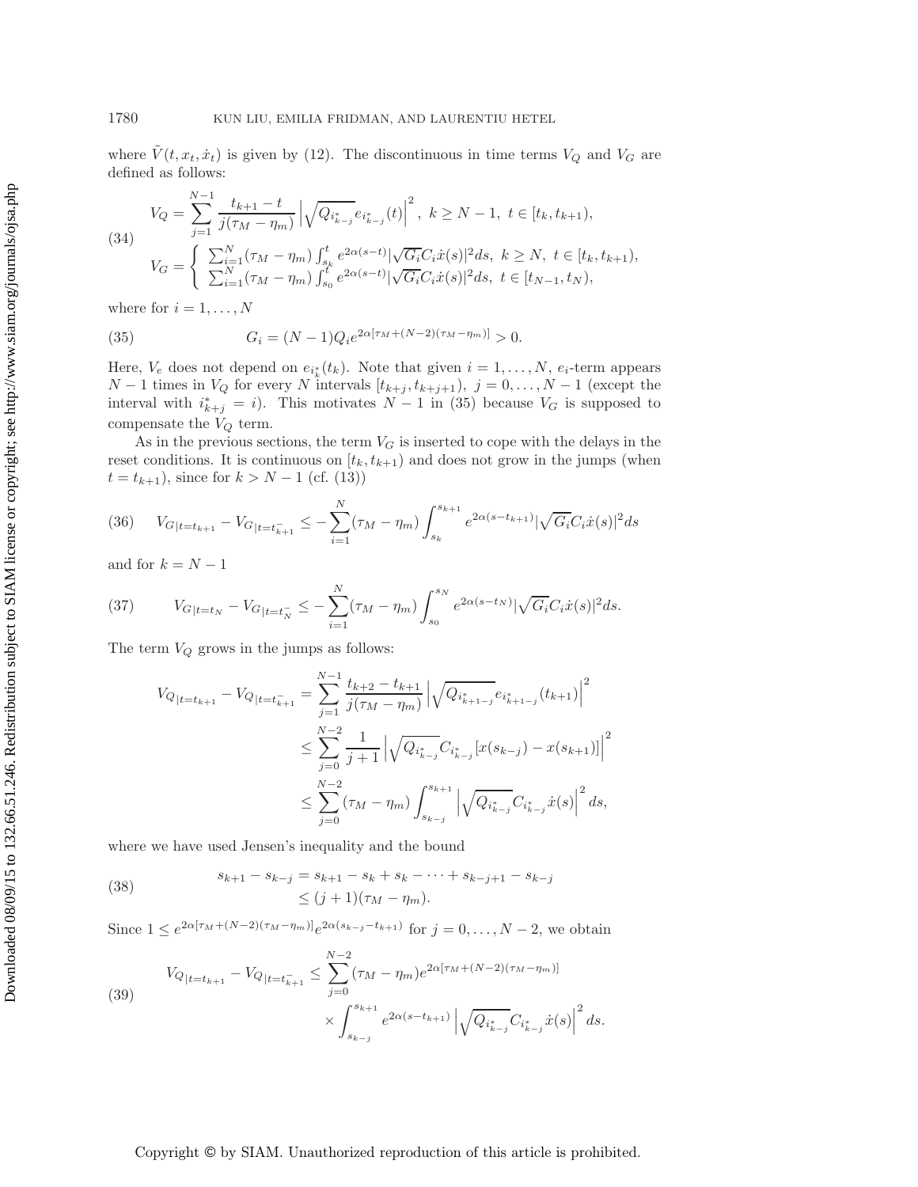where $\tilde{V}(t, x_t, \dot{x}_t)$ is given by (12). The discontinuous in time terms $V_Q$ and $V_G$ are defined as follows:

$$
(34)\qquad
\begin{aligned}
V_Q &= \sum_{j=1}^{N-1} \frac{t_{k+1}-t}{j(\tau_M-\eta_m)} \left|\sqrt{Q_{i^*_{k-j}}}\, e_{i^*_{k-j}}(t)\right|^2, \ k \geq N-1, \ t \in [t_k, t_{k+1}),\\
V_G &= \begin{cases} \sum_{i=1}^{N} (\tau_M-\eta_m) \int_{s_k}^{t} e^{2\alpha(s-t)} |\sqrt{G_i} C_i \dot{x}(s)|^2 ds, \ k \geq N, \ t \in [t_k, t_{k+1}),\\ \sum_{i=1}^{N} (\tau_M-\eta_m) \int_{s_0}^{t} e^{2\alpha(s-t)} |\sqrt{G_i} C_i \dot{x}(s)|^2 ds, \ t \in [t_{N-1}, t_N), \end{cases}
\end{aligned}
$$

where for $i = 1, \dots, N$

$$
(35)\qquad G_i = (N-1) Q_i e^{2\alpha[\tau_M + (N-2)(\tau_M-\eta_m)]} > 0.
$$

Here, $V_e$ does not depend on $e_{i^*_k}(t_k)$. Note that given $i = 1, \dots, N$, $e_i$-term appears $N-1$ times in $V_Q$ for every $N$ intervals $[t_{k+j}, t_{k+j+1})$, $j = 0, \dots, N-1$ (except the interval with $i^*_{k+j} = i$). This motivates $N-1$ in (35) because $V_G$ is supposed to compensate the $V_Q$ term.

As in the previous sections, the term $V_G$ is inserted to cope with the delays in the reset conditions. It is continuous on $[t_k, t_{k+1})$ and does not grow in the jumps (when $t = t_{k+1}$), since for $k > N-1$ (cf. (13))

$$
(36)\qquad V_{G|t=t_{k+1}} - V_{G|t=t_{k+1}^-} \leq -\sum_{i=1}^{N} (\tau_M-\eta_m) \int_{s_k}^{s_{k+1}} e^{2\alpha(s-t_{k+1})} |\sqrt{G_i} C_i \dot{x}(s)|^2 ds
$$

and for $k = N-1$

$$
(37)\qquad V_{G|t=t_N} - V_{G|t=t_N^-} \leq -\sum_{i=1}^{N} (\tau_M-\eta_m) \int_{s_0}^{s_N} e^{2\alpha(s-t_N)} |\sqrt{G_i} C_i \dot{x}(s)|^2 ds.
$$

The term $V_Q$ grows in the jumps as follows:

$$
\begin{aligned}
V_{Q|t=t_{k+1}} - V_{Q|t=t_{k+1}^-} &= \sum_{j=1}^{N-1} \frac{t_{k+2}-t_{k+1}}{j(\tau_M-\eta_m)} \left|\sqrt{Q_{i^*_{k+1-j}}}\, e_{i^*_{k+1-j}}(t_{k+1})\right|^2\\
&\leq \sum_{j=0}^{N-2} \frac{1}{j+1} \left|\sqrt{Q_{i^*_{k-j}}}\, C_{i^*_{k-j}} [x(s_{k-j}) - x(s_{k+1})]\right|^2\\
&\leq \sum_{j=0}^{N-2} (\tau_M-\eta_m) \int_{s_{k-j}}^{s_{k+1}} \left|\sqrt{Q_{i^*_{k-j}}}\, C_{i^*_{k-j}} \dot{x}(s)\right|^2 ds,
\end{aligned}
$$

where we have used Jensen's inequality and the bound

$$
(38)\qquad
\begin{aligned}
s_{k+1} - s_{k-j} &= s_{k+1} - s_k + s_k - \dots + s_{k-j+1} - s_{k-j}\\
&\leq (j+1)(\tau_M-\eta_m).
\end{aligned}
$$

Since $1 \leq e^{2\alpha[\tau_M + (N-2)(\tau_M-\eta_m)]} e^{2\alpha(s_{k-j}-t_{k+1})}$ for $j = 0, \dots, N-2$, we obtain

$$
(39)\qquad
\begin{aligned}
V_{Q|t=t_{k+1}} - V_{Q|t=t_{k+1}^-} &\leq \sum_{j=0}^{N-2} (\tau_M-\eta_m) e^{2\alpha[\tau_M + (N-2)(\tau_M-\eta_m)]}\\
&\quad \times \int_{s_{k-j}}^{s_{k+1}} e^{2\alpha(s-t_{k+1})} \left|\sqrt{Q_{i^*_{k-j}}}\, C_{i^*_{k-j}} \dot{x}(s)\right|^2 ds.
\end{aligned}
$$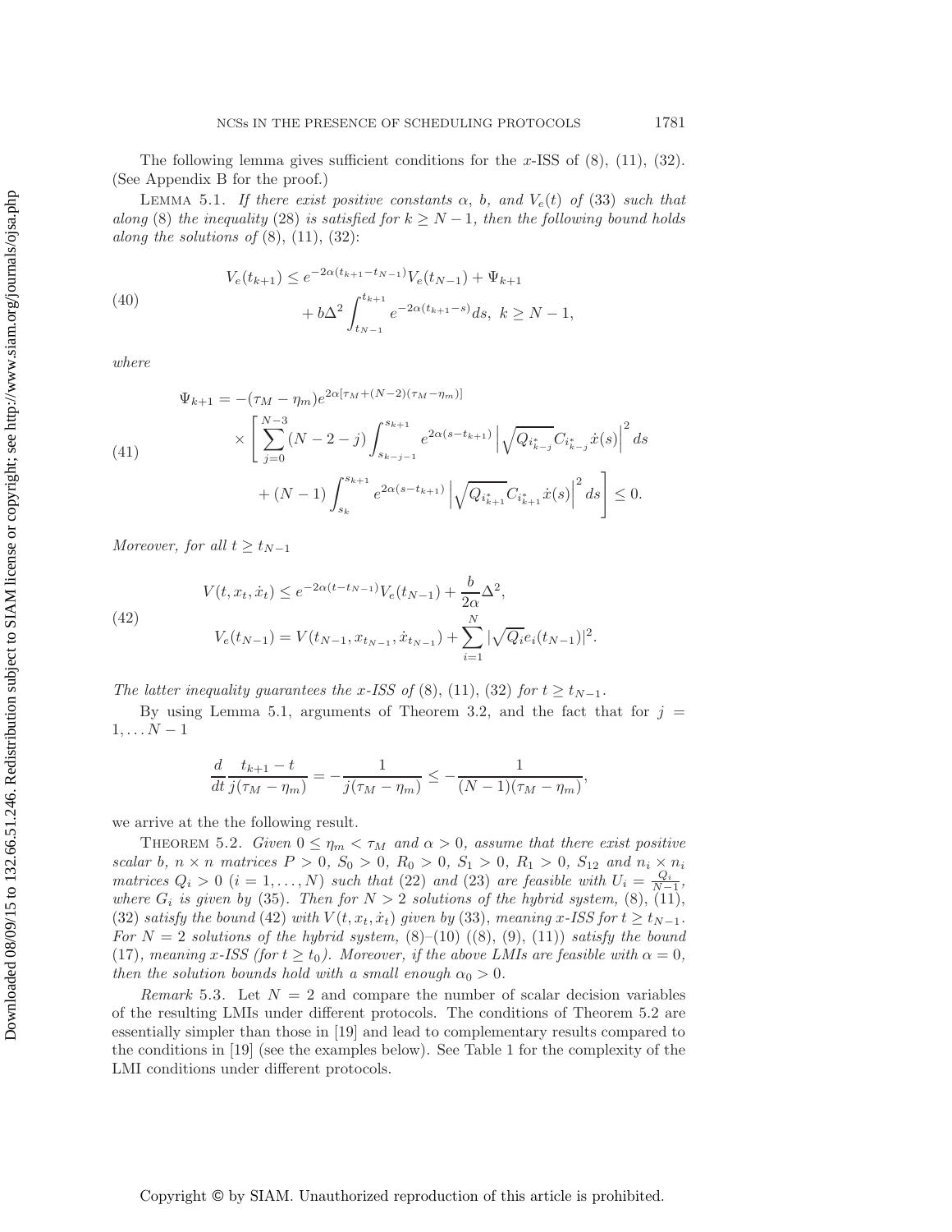The following lemma gives sufficient conditions for the $x$-ISS of (8), (11), (32). (See Appendix B for the proof.)

Lemma 5.1. *If there exist positive constants $\alpha$, $b$, and $V_e(t)$ of (33) such that along (8) the inequality (28) is satisfied for $k \geq N-1$, then the following bound holds along the solutions of (8), (11), (32):*

$$
\begin{aligned}
V_e(t_{k+1}) \leq\; & e^{-2\alpha(t_{k+1}-t_{N-1})} V_e(t_{N-1}) + \Psi_{k+1} \\
& + b\Delta^2 \int_{t_{N-1}}^{t_{k+1}} e^{-2\alpha(t_{k+1}-s)} ds, \;\; k \geq N-1,
\end{aligned}
\tag{40}
$$

*where*

$$
\begin{aligned}
\Psi_{k+1} =\; & -(\tau_M - \eta_m) e^{2\alpha[\tau_M + (N-2)(\tau_M-\eta_m)]} \\
& \times \left[ \sum_{j=0}^{N-3} (N-2-j) \int_{s_{k-j-1}}^{s_{k+1}} e^{2\alpha(s-t_{k+1})} \left| \sqrt{Q_{i^*_{k-j}}} C_{i^*_{k-j}} \dot{x}(s) \right|^2 ds \right. \\
& \left. + (N-1) \int_{s_k}^{s_{k+1}} e^{2\alpha(s-t_{k+1})} \left| \sqrt{Q_{i^*_{k+1}}} C_{i^*_{k+1}} \dot{x}(s) \right|^2 ds \right] \leq 0.
\end{aligned}
\tag{41}
$$

*Moreover, for all $t \geq t_{N-1}$*

$$
\begin{aligned}
& V(t, x_t, \dot{x}_t) \leq e^{-2\alpha(t-t_{N-1})} V_e(t_{N-1}) + \frac{b}{2\alpha}\Delta^2, \\
& V_e(t_{N-1}) = V(t_{N-1}, x_{t_{N-1}}, \dot{x}_{t_{N-1}}) + \sum_{i=1}^{N} |\sqrt{Q_i} e_i(t_{N-1})|^2.
\end{aligned}
\tag{42}
$$

*The latter inequality guarantees the $x$-ISS of (8), (11), (32) for $t \geq t_{N-1}$.*

By using Lemma 5.1, arguments of Theorem 3.2, and the fact that for $j = 1, \ldots N-1$

$$
\frac{d}{dt} \frac{t_{k+1}-t}{j(\tau_M - \eta_m)} = -\frac{1}{j(\tau_M-\eta_m)} \leq -\frac{1}{(N-1)(\tau_M-\eta_m)},
$$

we arrive at the the following result.

Theorem 5.2. *Given $0 \leq \eta_m < \tau_M$ and $\alpha > 0$, assume that there exist positive scalar $b$, $n \times n$ matrices $P > 0$, $S_0 > 0$, $R_0 > 0$, $S_1 > 0$, $R_1 > 0$, $S_{12}$ and $n_i \times n_i$ matrices $Q_i > 0$ $(i = 1, \ldots, N)$ such that (22) and (23) are feasible with $U_i = \frac{Q_i}{N-1}$, where $G_i$ is given by (35). Then for $N > 2$ solutions of the hybrid system, (8), (11), (32) satisfy the bound (42) with $V(t, x_t, \dot{x}_t)$ given by (33), meaning $x$-ISS for $t \geq t_{N-1}$. For $N = 2$ solutions of the hybrid system, (8)–(10) ((8), (9), (11)) satisfy the bound (17), meaning $x$-ISS (for $t \geq t_0$). Moreover, if the above LMIs are feasible with $\alpha = 0$, then the solution bounds hold with a small enough $\alpha_0 > 0$.*

*Remark* 5.3. Let $N = 2$ and compare the number of scalar decision variables of the resulting LMIs under different protocols. The conditions of Theorem 5.2 are essentially simpler than those in [19] and lead to complementary results compared to the conditions in [19] (see the examples below). See Table 1 for the complexity of the LMI conditions under different protocols.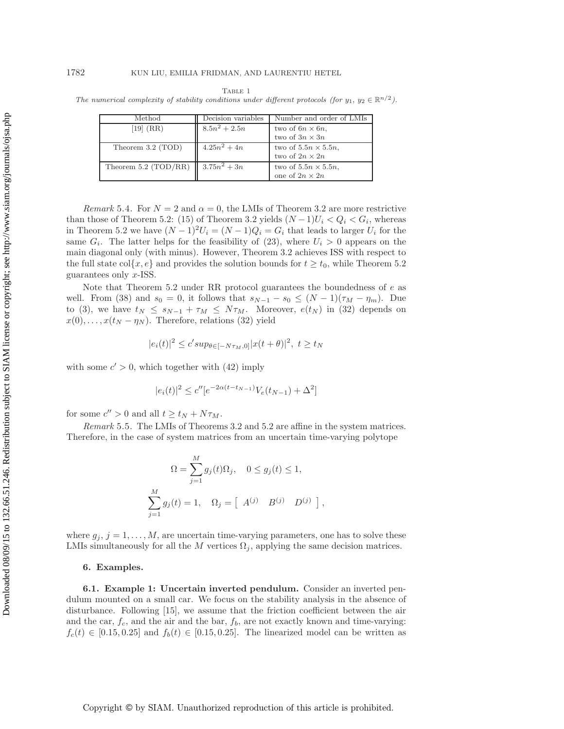Table 1

*The numerical complexity of stability conditions under different protocols (for $y_1$, $y_2 \in \mathbb{R}^{n/2}$).*

| Method | Decision variables | Number and order of LMIs |
|---|---|---|
| [19] (RR) | $8.5n^2 + 2.5n$ | two of $6n \times 6n$, two of $3n \times 3n$ |
| Theorem 3.2 (TOD) | $4.25n^2 + 4n$ | two of $5.5n \times 5.5n$, two of $2n \times 2n$ |
| Theorem 5.2 (TOD/RR) | $3.75n^2 + 3n$ | two of $5.5n \times 5.5n$, one of $2n \times 2n$ |

*Remark* 5.4. For $N = 2$ and $\alpha = 0$, the LMIs of Theorem 3.2 are more restrictive than those of Theorem 5.2: (15) of Theorem 3.2 yields $(N-1)U_i < Q_i < G_i$, whereas in Theorem 5.2 we have $(N-1)^2 U_i = (N-1)Q_i = G_i$ that leads to larger $U_i$ for the same $G_i$. The latter helps for the feasibility of (23), where $U_i > 0$ appears on the main diagonal only (with minus). However, Theorem 3.2 achieves ISS with respect to the full state $\text{col}\{x, e\}$ and provides the solution bounds for $t \geq t_0$, while Theorem 5.2 guarantees only $x$-ISS.

Note that Theorem 5.2 under RR protocol guarantees the boundedness of $e$ as well. From (38) and $s_0 = 0$, it follows that $s_{N-1} - s_0 \leq (N-1)(\tau_M - \eta_m)$. Due to (3), we have $t_N \leq s_{N-1} + \tau_M \leq N\tau_M$. Moreover, $e(t_N)$ in (32) depends on $x(0), \ldots, x(t_N - \eta_N)$. Therefore, relations (32) yield

$$|e_i(t)|^2 \leq c' sup_{\theta \in [-N\tau_M, 0]} |x(t+\theta)|^2, \ t \geq t_N$$

with some $c' > 0$, which together with (42) imply

$$|e_i(t)|^2 \leq c''[e^{-2\alpha(t - t_{N-1})} V_e(t_{N-1}) + \Delta^2]$$

for some $c'' > 0$ and all $t \geq t_N + N\tau_M$.

*Remark* 5.5. The LMIs of Theorems 3.2 and 5.2 are affine in the system matrices. Therefore, in the case of system matrices from an uncertain time-varying polytope

$$\Omega = \sum_{j=1}^{M} g_j(t)\Omega_j, \quad 0 \leq g_j(t) \leq 1,$$

$$\sum_{j=1}^{M} g_j(t) = 1, \quad \Omega_j = \begin{bmatrix} A^{(j)} & B^{(j)} & D^{(j)} \end{bmatrix},$$

where $g_j$, $j = 1, \ldots, M$, are uncertain time-varying parameters, one has to solve these LMIs simultaneously for all the $M$ vertices $\Omega_j$, applying the same decision matrices.

## 6. Examples.

**6.1. Example 1: Uncertain inverted pendulum.** Consider an inverted pendulum mounted on a small car. We focus on the stability analysis in the absence of disturbance. Following [15], we assume that the friction coefficient between the air and the car, $f_c$, and the air and the bar, $f_b$, are not exactly known and time-varying: $f_c(t) \in [0.15, 0.25]$ and $f_b(t) \in [0.15, 0.25]$. The linearized model can be written as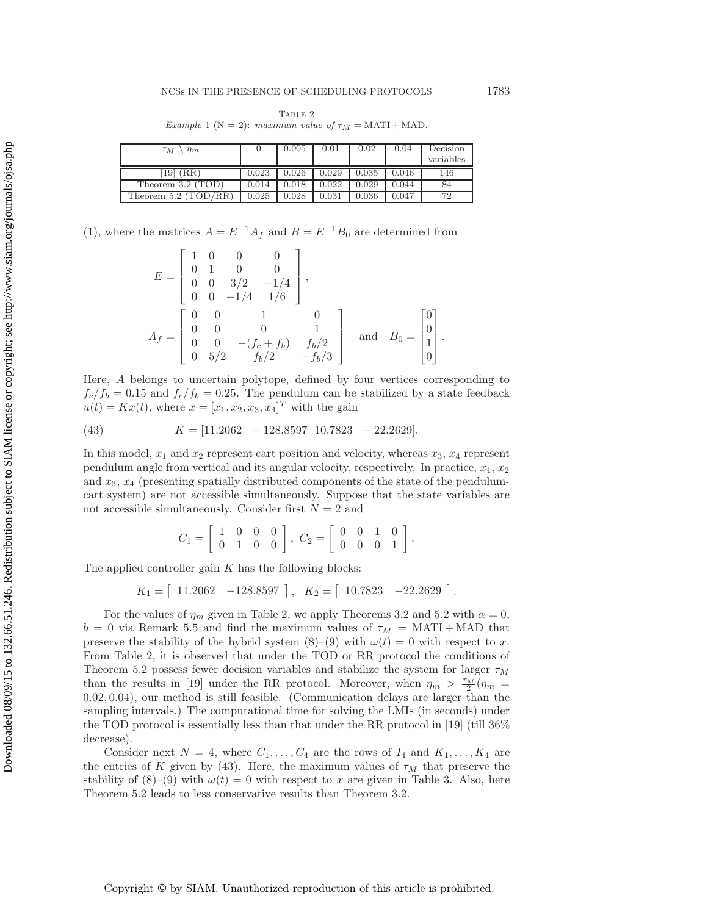Table 2

*Example* 1 (N = 2): *maximum value of* $\tau_M = \text{MATI} + \text{MAD}$.

| $\tau_M \setminus \eta_m$ | 0 | 0.005 | 0.01 | 0.02 | 0.04 | Decision variables |
|---|---|---|---|---|---|---|
| [19] (RR) | 0.023 | 0.026 | 0.029 | 0.035 | 0.046 | 146 |
| Theorem 3.2 (TOD) | 0.014 | 0.018 | 0.022 | 0.029 | 0.044 | 84 |
| Theorem 5.2 (TOD/RR) | 0.025 | 0.028 | 0.031 | 0.036 | 0.047 | 72 |

(1), where the matrices $A = E^{-1}A_f$ and $B = E^{-1}B_0$ are determined from

$$E = \begin{bmatrix} 1 & 0 & 0 & 0 \\ 0 & 1 & 0 & 0 \\ 0 & 0 & 3/2 & -1/4 \\ 0 & 0 & -1/4 & 1/6 \end{bmatrix},$$

$$A_f = \begin{bmatrix} 0 & 0 & 1 & 0 \\ 0 & 0 & 0 & 1 \\ 0 & 0 & -(f_c + f_b) & f_b/2 \\ 0 & 5/2 & f_b/2 & -f_b/3 \end{bmatrix} \quad \text{and} \quad B_0 = \begin{bmatrix} 0 \\ 0 \\ 1 \\ 0 \end{bmatrix}.$$

Here, $A$ belongs to uncertain polytope, defined by four vertices corresponding to $f_c/f_b = 0.15$ and $f_c/f_b = 0.25$. The pendulum can be stabilized by a state feedback $u(t) = Kx(t)$, where $x = [x_1, x_2, x_3, x_4]^T$ with the gain

$$K = [11.2062 \quad -128.8597 \quad 10.7823 \quad -22.2629]. \tag{43}$$

In this model, $x_1$ and $x_2$ represent cart position and velocity, whereas $x_3$, $x_4$ represent pendulum angle from vertical and its angular velocity, respectively. In practice, $x_1$, $x_2$ and $x_3$, $x_4$ (presenting spatially distributed components of the state of the pendulum-cart system) are not accessible simultaneously. Suppose that the state variables are not accessible simultaneously. Consider first $N = 2$ and

$$C_1 = \begin{bmatrix} 1 & 0 & 0 & 0 \\ 0 & 1 & 0 & 0 \end{bmatrix}, \; C_2 = \begin{bmatrix} 0 & 0 & 1 & 0 \\ 0 & 0 & 0 & 1 \end{bmatrix}.$$

The applied controller gain $K$ has the following blocks:

$$K_1 = \begin{bmatrix} 11.2062 & -128.8597 \end{bmatrix}, \quad K_2 = \begin{bmatrix} 10.7823 & -22.2629 \end{bmatrix}.$$

For the values of $\eta_m$ given in Table 2, we apply Theorems 3.2 and 5.2 with $\alpha = 0$, $b = 0$ via Remark 5.5 and find the maximum values of $\tau_M = \text{MATI} + \text{MAD}$ that preserve the stability of the hybrid system (8)–(9) with $\omega(t) = 0$ with respect to $x$. From Table 2, it is observed that under the TOD or RR protocol the conditions of Theorem 5.2 possess fewer decision variables and stabilize the system for larger $\tau_M$ than the results in [19] under the RR protocol. Moreover, when $\eta_m > \frac{\tau_M}{2}(\eta_m = 0.02, 0.04)$, our method is still feasible. (Communication delays are larger than the sampling intervals.) The computational time for solving the LMIs (in seconds) under the TOD protocol is essentially less than that under the RR protocol in [19] (till 36% decrease).

Consider next $N = 4$, where $C_1, \ldots, C_4$ are the rows of $I_4$ and $K_1, \ldots, K_4$ are the entries of $K$ given by (43). Here, the maximum values of $\tau_M$ that preserve the stability of (8)–(9) with $\omega(t) = 0$ with respect to $x$ are given in Table 3. Also, here Theorem 5.2 leads to less conservative results than Theorem 3.2.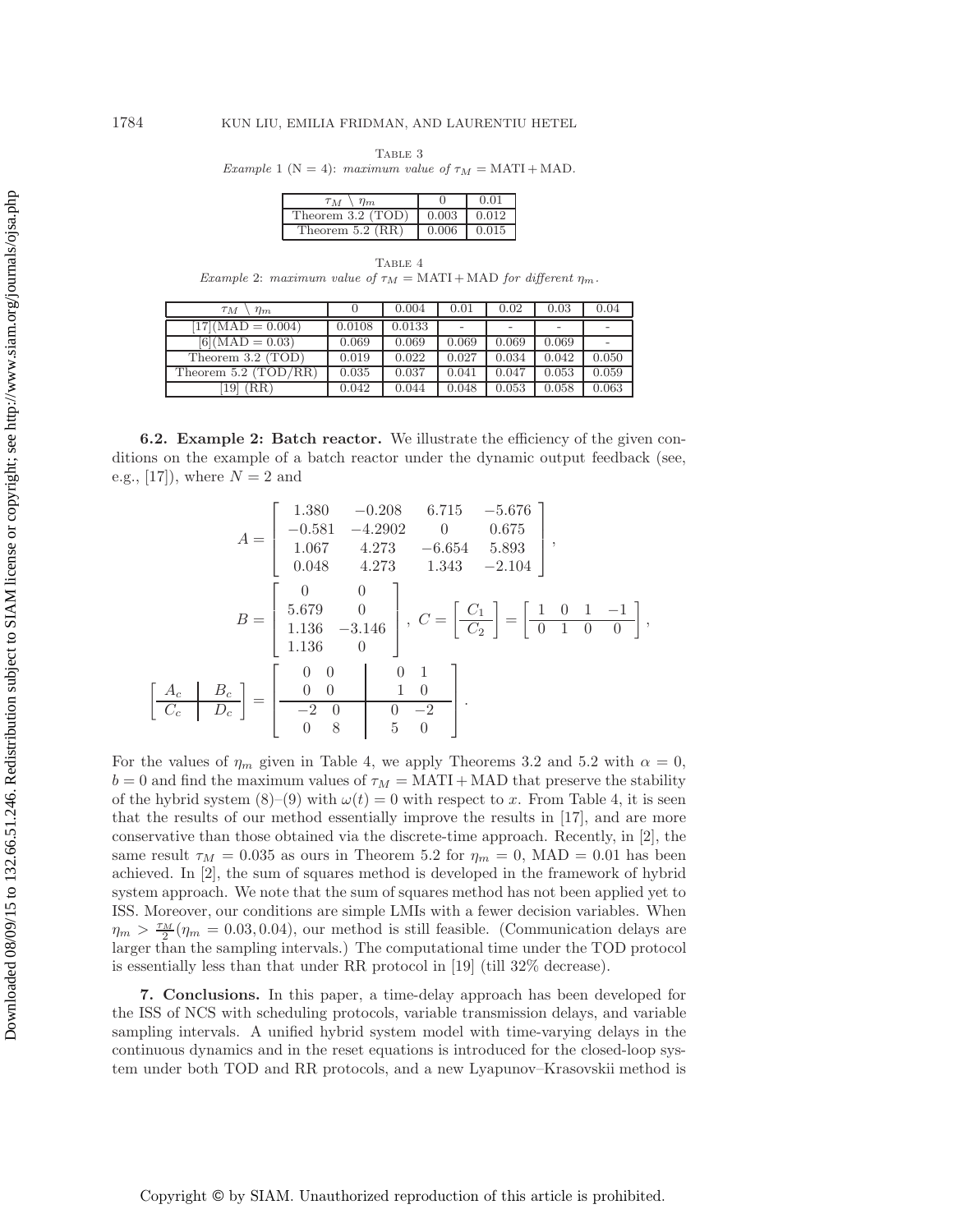Table 3
*Example* 1 (N = 4): *maximum value of* $\tau_M = \text{MATI} + \text{MAD}$.

| $\tau_M \setminus \eta_m$ | 0 | 0.01 |
|---|---|---|
| Theorem 3.2 (TOD) | 0.003 | 0.012 |
| Theorem 5.2 (RR) | 0.006 | 0.015 |

Table 4
*Example* 2: *maximum value of* $\tau_M = \text{MATI} + \text{MAD}$ *for different* $\eta_m$.

| $\tau_M \setminus \eta_m$ | 0 | 0.004 | 0.01 | 0.02 | 0.03 | 0.04 |
|---|---|---|---|---|---|---|
| [17](MAD = 0.004) | 0.0108 | 0.0133 | - | - | - | - |
| [6](MAD = 0.03) | 0.069 | 0.069 | 0.069 | 0.069 | 0.069 | - |
| Theorem 3.2 (TOD) | 0.019 | 0.022 | 0.027 | 0.034 | 0.042 | 0.050 |
| Theorem 5.2 (TOD/RR) | 0.035 | 0.037 | 0.041 | 0.047 | 0.053 | 0.059 |
| [19] (RR) | 0.042 | 0.044 | 0.048 | 0.053 | 0.058 | 0.063 |

**6.2. Example 2: Batch reactor.** We illustrate the efficiency of the given conditions on the example of a batch reactor under the dynamic output feedback (see, e.g., [17]), where $N = 2$ and

$$A = \begin{bmatrix} 1.380 & -0.208 & 6.715 & -5.676 \\ -0.581 & -4.2902 & 0 & 0.675 \\ 1.067 & 4.273 & -6.654 & 5.893 \\ 0.048 & 4.273 & 1.343 & -2.104 \end{bmatrix},$$

$$B = \begin{bmatrix} 0 & 0 \\ 5.679 & 0 \\ 1.136 & -3.146 \\ 1.136 & 0 \end{bmatrix}, \; C = \left[\begin{array}{c} C_1 \\ \hline C_2 \end{array}\right] = \left[\begin{array}{cccc} 1 & 0 & 1 & -1 \\ \hline 0 & 1 & 0 & 0 \end{array}\right],$$

$$\left[\begin{array}{c|c} A_c & B_c \\ \hline C_c & D_c \end{array}\right] = \left[\begin{array}{cc|cc} 0 & 0 & 0 & 1 \\ 0 & 0 & 1 & 0 \\ \hline -2 & 0 & 0 & -2 \\ 0 & 8 & 5 & 0 \end{array}\right].$$

For the values of $\eta_m$ given in Table 4, we apply Theorems 3.2 and 5.2 with $\alpha = 0$, $b = 0$ and find the maximum values of $\tau_M = \text{MATI} + \text{MAD}$ that preserve the stability of the hybrid system (8)–(9) with $\omega(t) = 0$ with respect to $x$. From Table 4, it is seen that the results of our method essentially improve the results in [17], and are more conservative than those obtained via the discrete-time approach. Recently, in [2], the same result $\tau_M = 0.035$ as ours in Theorem 5.2 for $\eta_m = 0$, MAD $= 0.01$ has been achieved. In [2], the sum of squares method is developed in the framework of hybrid system approach. We note that the sum of squares method has not been applied yet to ISS. Moreover, our conditions are simple LMIs with a fewer decision variables. When $\eta_m > \frac{\tau_M}{2}(\eta_m = 0.03, 0.04)$, our method is still feasible. (Communication delays are larger than the sampling intervals.) The computational time under the TOD protocol is essentially less than that under RR protocol in [19] (till 32% decrease).

**7. Conclusions.** In this paper, a time-delay approach has been developed for the ISS of NCS with scheduling protocols, variable transmission delays, and variable sampling intervals. A unified hybrid system model with time-varying delays in the continuous dynamics and in the reset equations is introduced for the closed-loop system under both TOD and RR protocols, and a new Lyapunov–Krasovskii method is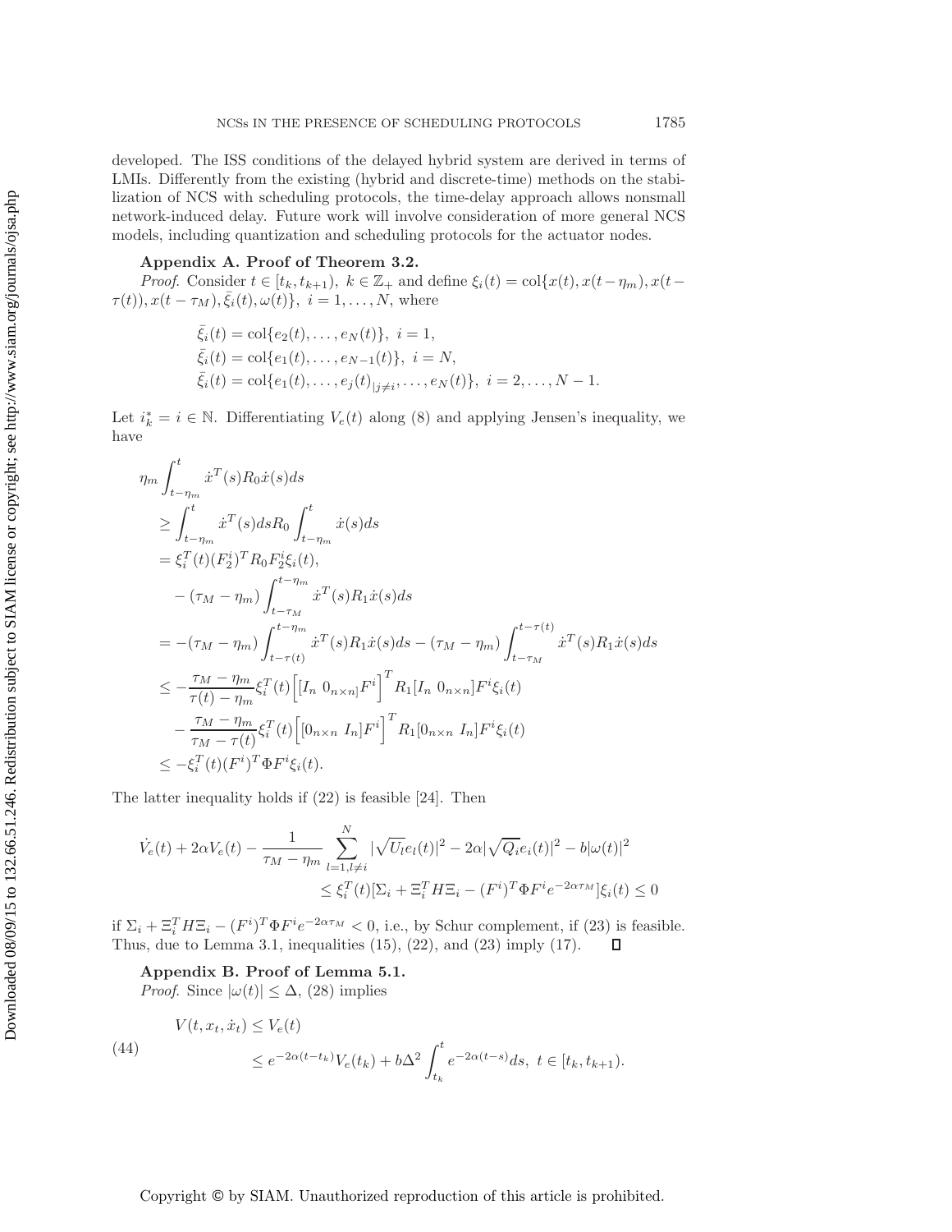developed. The ISS conditions of the delayed hybrid system are derived in terms of LMIs. Differently from the existing (hybrid and discrete-time) methods on the stabilization of NCS with scheduling protocols, the time-delay approach allows nonsmall network-induced delay. Future work will involve consideration of more general NCS models, including quantization and scheduling protocols for the actuator nodes.

**Appendix A. Proof of Theorem 3.2.**

*Proof.* Consider $t \in [t_k, t_{k+1}),\ k \in \mathbb{Z}_+$ and define $\xi_i(t) = \mathrm{col}\{x(t), x(t-\eta_m), x(t-\tau(t)), x(t-\tau_M), \bar{\xi}_i(t), \omega(t)\},\ i = 1, \ldots, N$, where

$$
\begin{aligned}
&\bar{\xi}_i(t) = \mathrm{col}\{e_2(t), \ldots, e_N(t)\},\ i = 1,\\
&\bar{\xi}_i(t) = \mathrm{col}\{e_1(t), \ldots, e_{N-1}(t)\},\ i = N,\\
&\bar{\xi}_i(t) = \mathrm{col}\{e_1(t), \ldots, e_j(t)_{|j\neq i}, \ldots, e_N(t)\},\ i = 2, \ldots, N-1.
\end{aligned}
$$

Let $i_k^* = i \in \mathbb{N}$. Differentiating $V_e(t)$ along (8) and applying Jensen's inequality, we have

$$
\begin{aligned}
&\eta_m \int_{t-\eta_m}^{t} \dot{x}^T(s) R_0 \dot{x}(s) ds\\
&\geq \int_{t-\eta_m}^{t} \dot{x}^T(s) ds R_0 \int_{t-\eta_m}^{t} \dot{x}(s) ds\\
&= \xi_i^T(t) (F_2^i)^T R_0 F_2^i \xi_i(t),\\
&\quad -(\tau_M - \eta_m) \int_{t-\tau_M}^{t-\eta_m} \dot{x}^T(s) R_1 \dot{x}(s) ds\\
&= -(\tau_M - \eta_m) \int_{t-\tau(t)}^{t-\eta_m} \dot{x}^T(s) R_1 \dot{x}(s) ds - (\tau_M - \eta_m) \int_{t-\tau_M}^{t-\tau(t)} \dot{x}^T(s) R_1 \dot{x}(s) ds\\
&\leq -\frac{\tau_M - \eta_m}{\tau(t) - \eta_m} \xi_i^T(t) \Big[ [I_n\ 0_{n\times n}] F^i \Big]^T R_1 [I_n\ 0_{n\times n}] F^i \xi_i(t)\\
&\quad - \frac{\tau_M - \eta_m}{\tau_M - \tau(t)} \xi_i^T(t) \Big[ [0_{n\times n}\ I_n] F^i \Big]^T R_1 [0_{n\times n}\ I_n] F^i \xi_i(t)\\
&\leq -\xi_i^T(t) (F^i)^T \Phi F^i \xi_i(t).
\end{aligned}
$$

The latter inequality holds if (22) is feasible [24]. Then

$$
\begin{aligned}
\dot{V}_e(t) + 2\alpha V_e(t) - \frac{1}{\tau_M - \eta_m} \sum_{l=1, l\neq i}^{N} |\sqrt{U_l} e_l(t)|^2 - 2\alpha |\sqrt{Q_i} e_i(t)|^2 - b|\omega(t)|^2&\\
\leq \xi_i^T(t) [\Sigma_i + \Xi_i^T H \Xi_i - (F^i)^T \Phi F^i e^{-2\alpha\tau_M}] \xi_i(t) \leq 0&
\end{aligned}
$$

if $\Sigma_i + \Xi_i^T H \Xi_i - (F^i)^T \Phi F^i e^{-2\alpha\tau_M} < 0$, i.e., by Schur complement, if (23) is feasible. Thus, due to Lemma 3.1, inequalities (15), (22), and (23) imply (17). $\square$

**Appendix B. Proof of Lemma 5.1.**

*Proof.* Since $|\omega(t)| \leq \Delta$, (28) implies

$$
\begin{aligned}
&V(t, x_t, \dot{x}_t) \leq V_e(t)\\
&\qquad \leq e^{-2\alpha(t-t_k)} V_e(t_k) + b\Delta^2 \int_{t_k}^{t} e^{-2\alpha(t-s)} ds,\ t \in [t_k, t_{k+1}).
\end{aligned} \tag{44}
$$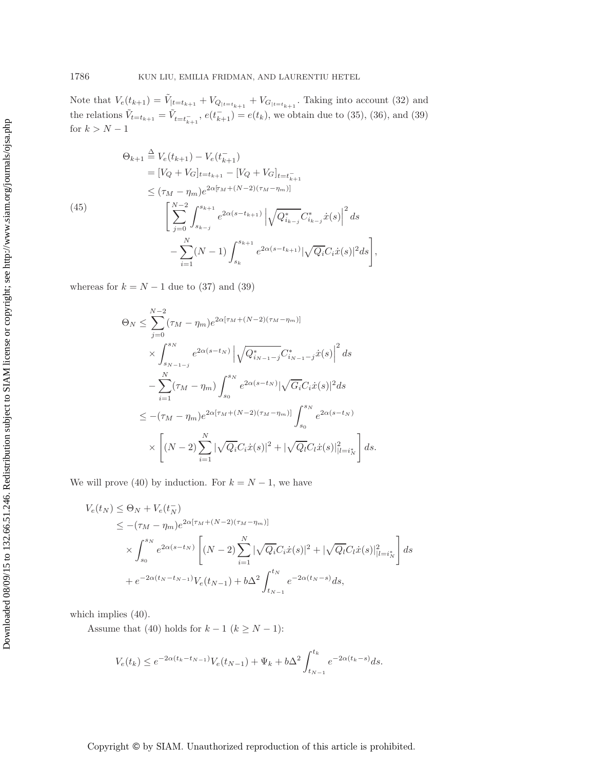Note that $V_e(t_{k+1}) = \tilde{V}_{|t=t_{k+1}} + V_{Q_{|t=t_{k+1}}} + V_{G_{|t=t_{k+1}}}$. Taking into account (32) and the relations $\tilde{V}_{t=t_{k+1}} = \tilde{V}_{t=t_{k+1}^-}$, $e(t_{k+1}^-) = e(t_k)$, we obtain due to (35), (36), and (39) for $k > N-1$

$$
\begin{aligned}
\Theta_{k+1} &\stackrel{\Delta}{=} V_e(t_{k+1}) - V_e(t_{k+1}^-) \\
&= [V_Q + V_G]_{t=t_{k+1}} - [V_Q + V_G]_{t=t_{k+1}^-} \\
&\leq (\tau_M - \eta_m) e^{2\alpha[\tau_M + (N-2)(\tau_M - \eta_m)]} \\
&\qquad \left[ \sum_{j=0}^{N-2} \int_{s_{k-j}}^{s_{k+1}} e^{2\alpha(s - t_{k+1})} \left| \sqrt{Q^*_{i_{k-j}}} C^*_{i_{k-j}} \dot{x}(s) \right|^2 ds \right. \\
&\qquad \left. - \sum_{i=1}^{N} (N-1) \int_{s_k}^{s_{k+1}} e^{2\alpha(s - t_{k+1})} |\sqrt{Q_i} C_i \dot{x}(s)|^2 ds \right],
\end{aligned} \tag{45}
$$

whereas for $k = N-1$ due to (37) and (39)

$$
\begin{aligned}
\Theta_N &\leq \sum_{j=0}^{N-2} (\tau_M - \eta_m) e^{2\alpha[\tau_M + (N-2)(\tau_M - \eta_m)]} \\
&\quad \times \int_{s_{N-1-j}}^{s_N} e^{2\alpha(s - t_N)} \left| \sqrt{Q^*_{i_{N-1-j}}} C^*_{i_{N-1-j}} \dot{x}(s) \right|^2 ds \\
&\quad - \sum_{i=1}^{N} (\tau_M - \eta_m) \int_{s_0}^{s_N} e^{2\alpha(s - t_N)} |\sqrt{G_i} C_i \dot{x}(s)|^2 ds \\
&\leq -(\tau_M - \eta_m) e^{2\alpha[\tau_M + (N-2)(\tau_M - \eta_m)]} \int_{s_0}^{s_N} e^{2\alpha(s - t_N)} \\
&\quad \times \left[ (N-2) \sum_{i=1}^{N} |\sqrt{Q_i} C_i \dot{x}(s)|^2 + |\sqrt{Q_l} C_l \dot{x}(s)|^2_{|l=i_N^*} \right] ds.
\end{aligned}
$$

We will prove (40) by induction. For $k = N-1$, we have

$$
\begin{aligned}
V_e(t_N) &\leq \Theta_N + V_e(t_N^-) \\
&\leq -(\tau_M - \eta_m) e^{2\alpha[\tau_M + (N-2)(\tau_M - \eta_m)]} \\
&\quad \times \int_{s_0}^{s_N} e^{2\alpha(s - t_N)} \left[ (N-2) \sum_{i=1}^{N} |\sqrt{Q_i} C_i \dot{x}(s)|^2 + |\sqrt{Q_l} C_l \dot{x}(s)|^2_{|l=i_N^*} \right] ds \\
&\quad + e^{-2\alpha(t_N - t_{N-1})} V_e(t_{N-1}) + b\Delta^2 \int_{t_{N-1}}^{t_N} e^{-2\alpha(t_N - s)} ds,
\end{aligned}
$$

which implies (40).

Assume that (40) holds for $k-1$ ($k \geq N-1$):

$$
V_e(t_k) \leq e^{-2\alpha(t_k - t_{N-1})} V_e(t_{N-1}) + \Psi_k + b\Delta^2 \int_{t_{N-1}}^{t_k} e^{-2\alpha(t_k - s)} ds.
$$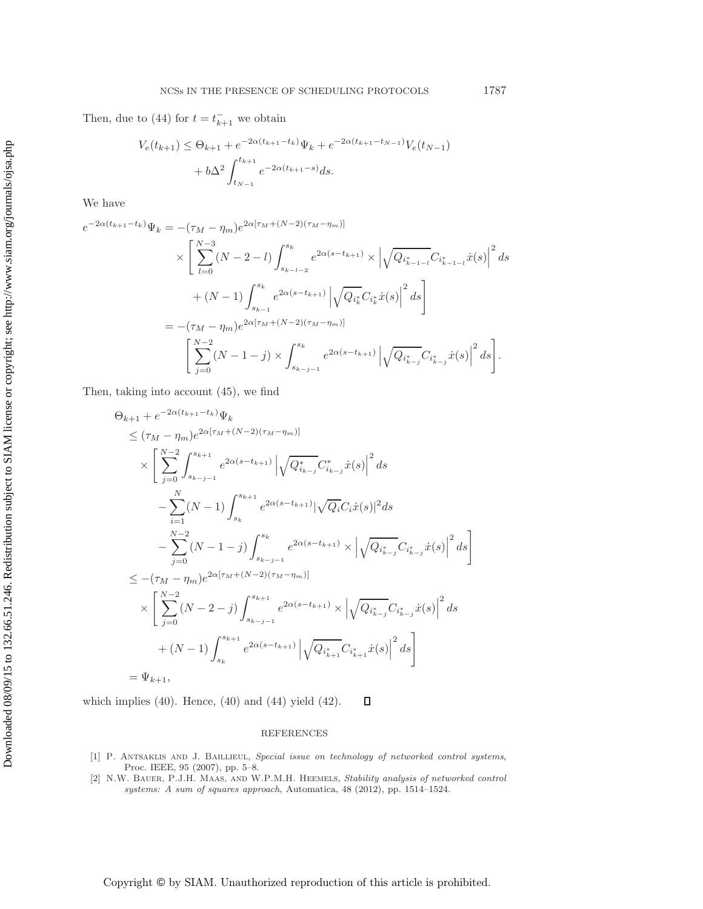Then, due to (44) for $t = t_{k+1}^-$ we obtain

$$
\begin{aligned}
V_e(t_{k+1}) \le\ & \Theta_{k+1} + e^{-2\alpha(t_{k+1}-t_k)}\Psi_k + e^{-2\alpha(t_{k+1}-t_{N-1})}V_e(t_{N-1}) \\
& + b\Delta^2 \int_{t_{N-1}}^{t_{k+1}} e^{-2\alpha(t_{k+1}-s)} ds.
\end{aligned}
$$

We have

$$
\begin{aligned}
e^{-2\alpha(t_{k+1}-t_k)}\Psi_k =\ & -(\tau_M - \eta_m) e^{2\alpha[\tau_M + (N-2)(\tau_M - \eta_m)]} \\
& \times \left[ \sum_{l=0}^{N-3} (N-2-l) \int_{s_{k-l-2}}^{s_k} e^{2\alpha(s-t_{k+1})} \times \left| \sqrt{Q_{i_{k-1-l}^*}} C_{i_{k-1-l}^*} \dot{x}(s) \right|^2 ds \right. \\
& \left. + (N-1) \int_{s_{k-1}}^{s_k} e^{2\alpha(s-t_{k+1})} \left| \sqrt{Q_{i_k^*}} C_{i_k^*} \dot{x}(s) \right|^2 ds \right] \\
=\ & -(\tau_M - \eta_m) e^{2\alpha[\tau_M + (N-2)(\tau_M - \eta_m)]} \\
& \left[ \sum_{j=0}^{N-2} (N-1-j) \times \int_{s_{k-j-1}}^{s_k} e^{2\alpha(s-t_{k+1})} \left| \sqrt{Q_{i_{k-j}^*}} C_{i_{k-j}^*} \dot{x}(s) \right|^2 ds \right].
\end{aligned}
$$

Then, taking into account (45), we find

$$
\begin{aligned}
& \Theta_{k+1} + e^{-2\alpha(t_{k+1}-t_k)}\Psi_k \\
& \le (\tau_M - \eta_m) e^{2\alpha[\tau_M + (N-2)(\tau_M - \eta_m)]} \\
& \quad \times \left[ \sum_{j=0}^{N-2} \int_{s_{k-j-1}}^{s_{k+1}} e^{2\alpha(s-t_{k+1})} \left| \sqrt{Q_{i_{k-j}}^*} C_{i_{k-j}}^* \dot{x}(s) \right|^2 ds \right. \\
& \qquad - \sum_{i=1}^{N} (N-1) \int_{s_k}^{s_{k+1}} e^{2\alpha(s-t_{k+1})} |\sqrt{Q_i} C_i \dot{x}(s)|^2 ds \\
& \qquad \left. - \sum_{j=0}^{N-2} (N-1-j) \int_{s_{k-j-1}}^{s_k} e^{2\alpha(s-t_{k+1})} \times \left| \sqrt{Q_{i_{k-j}^*}} C_{i_{k-j}^*} \dot{x}(s) \right|^2 ds \right] \\
& \le -(\tau_M - \eta_m) e^{2\alpha[\tau_M + (N-2)(\tau_M - \eta_m)]} \\
& \quad \times \left[ \sum_{j=0}^{N-2} (N-2-j) \int_{s_{k-j-1}}^{s_{k+1}} e^{2\alpha(s-t_{k+1})} \times \left| \sqrt{Q_{i_{k-j}^*}} C_{i_{k-j}^*} \dot{x}(s) \right|^2 ds \right. \\
& \qquad \left. + (N-1) \int_{s_k}^{s_{k+1}} e^{2\alpha(s-t_{k+1})} \left| \sqrt{Q_{i_{k+1}^*}} C_{i_{k+1}^*} \dot{x}(s) \right|^2 ds \right] \\
& = \Psi_{k+1},
\end{aligned}
$$

which implies (40). Hence, (40) and (44) yield (42). $\square$

## REFERENCES

[1] P. Antsaklis and J. Baillieul, *Special issue on technology of networked control systems*, Proc. IEEE, 95 (2007), pp. 5–8.

[2] N.W. Bauer, P.J.H. Maas, and W.P.M.H. Heemels, *Stability analysis of networked control systems: A sum of squares approach*, Automatica, 48 (2012), pp. 1514–1524.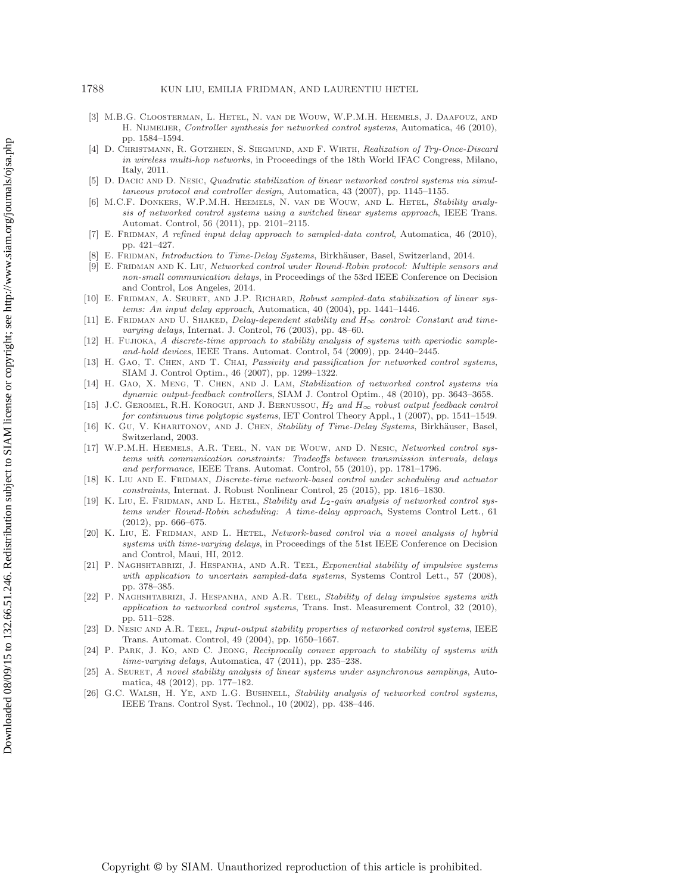[3] M.B.G. Cloosterman, L. Hetel, N. van de Wouw, W.P.M.H. Heemels, J. Daafouz, and H. Nijmeijer, *Controller synthesis for networked control systems*, Automatica, 46 (2010), pp. 1584–1594.

[4] D. Christmann, R. Gotzhein, S. Siegmund, and F. Wirth, *Realization of Try-Once-Discard in wireless multi-hop networks*, in Proceedings of the 18th World IFAC Congress, Milano, Italy, 2011.

[5] D. Dacic and D. Nesic, *Quadratic stabilization of linear networked control systems via simultaneous protocol and controller design*, Automatica, 43 (2007), pp. 1145–1155.

[6] M.C.F. Donkers, W.P.M.H. Heemels, N. van de Wouw, and L. Hetel, *Stability analysis of networked control systems using a switched linear systems approach*, IEEE Trans. Automat. Control, 56 (2011), pp. 2101–2115.

[7] E. Fridman, *A refined input delay approach to sampled-data control*, Automatica, 46 (2010), pp. 421–427.

[8] E. Fridman, *Introduction to Time-Delay Systems*, Birkhäuser, Basel, Switzerland, 2014.

[9] E. Fridman and K. Liu, *Networked control under Round-Robin protocol: Multiple sensors and non-small communication delays*, in Proceedings of the 53rd IEEE Conference on Decision and Control, Los Angeles, 2014.

[10] E. Fridman, A. Seuret, and J.P. Richard, *Robust sampled-data stabilization of linear systems: An input delay approach*, Automatica, 40 (2004), pp. 1441–1446.

[11] E. Fridman and U. Shaked, *Delay-dependent stability and $H_\infty$ control: Constant and time-varying delays*, Internat. J. Control, 76 (2003), pp. 48–60.

[12] H. Fujioka, *A discrete-time approach to stability analysis of systems with aperiodic sample-and-hold devices*, IEEE Trans. Automat. Control, 54 (2009), pp. 2440–2445.

[13] H. Gao, T. Chen, and T. Chai, *Passivity and passification for networked control systems*, SIAM J. Control Optim., 46 (2007), pp. 1299–1322.

[14] H. Gao, X. Meng, T. Chen, and J. Lam, *Stabilization of networked control systems via dynamic output-feedback controllers*, SIAM J. Control Optim., 48 (2010), pp. 3643–3658.

[15] J.C. Geromel, R.H. Korogui, and J. Bernussou, *$H_2$ and $H_\infty$ robust output feedback control for continuous time polytopic systems*, IET Control Theory Appl., 1 (2007), pp. 1541–1549.

[16] K. Gu, V. Kharitonov, and J. Chen, *Stability of Time-Delay Systems*, Birkhäuser, Basel, Switzerland, 2003.

[17] W.P.M.H. Heemels, A.R. Teel, N. van de Wouw, and D. Nesic, *Networked control systems with communication constraints: Tradeoffs between transmission intervals, delays and performance*, IEEE Trans. Automat. Control, 55 (2010), pp. 1781–1796.

[18] K. Liu and E. Fridman, *Discrete-time network-based control under scheduling and actuator constraints*, Internat. J. Robust Nonlinear Control, 25 (2015), pp. 1816–1830.

[19] K. Liu, E. Fridman, and L. Hetel, *Stability and $L_2$-gain analysis of networked control systems under Round-Robin scheduling: A time-delay approach*, Systems Control Lett., 61 (2012), pp. 666–675.

[20] K. Liu, E. Fridman, and L. Hetel, *Network-based control via a novel analysis of hybrid systems with time-varying delays*, in Proceedings of the 51st IEEE Conference on Decision and Control, Maui, HI, 2012.

[21] P. Naghshtabrizi, J. Hespanha, and A.R. Teel, *Exponential stability of impulsive systems with application to uncertain sampled-data systems*, Systems Control Lett., 57 (2008), pp. 378–385.

[22] P. Naghshtabrizi, J. Hespanha, and A.R. Teel, *Stability of delay impulsive systems with application to networked control systems*, Trans. Inst. Measurement Control, 32 (2010), pp. 511–528.

[23] D. Nesic and A.R. Teel, *Input-output stability properties of networked control systems*, IEEE Trans. Automat. Control, 49 (2004), pp. 1650–1667.

[24] P. Park, J. Ko, and C. Jeong, *Reciprocally convex approach to stability of systems with time-varying delays*, Automatica, 47 (2011), pp. 235–238.

[25] A. Seuret, *A novel stability analysis of linear systems under asynchronous samplings*, Automatica, 48 (2012), pp. 177–182.

[26] G.C. Walsh, H. Ye, and L.G. Bushnell, *Stability analysis of networked control systems*, IEEE Trans. Control Syst. Technol., 10 (2002), pp. 438–446.